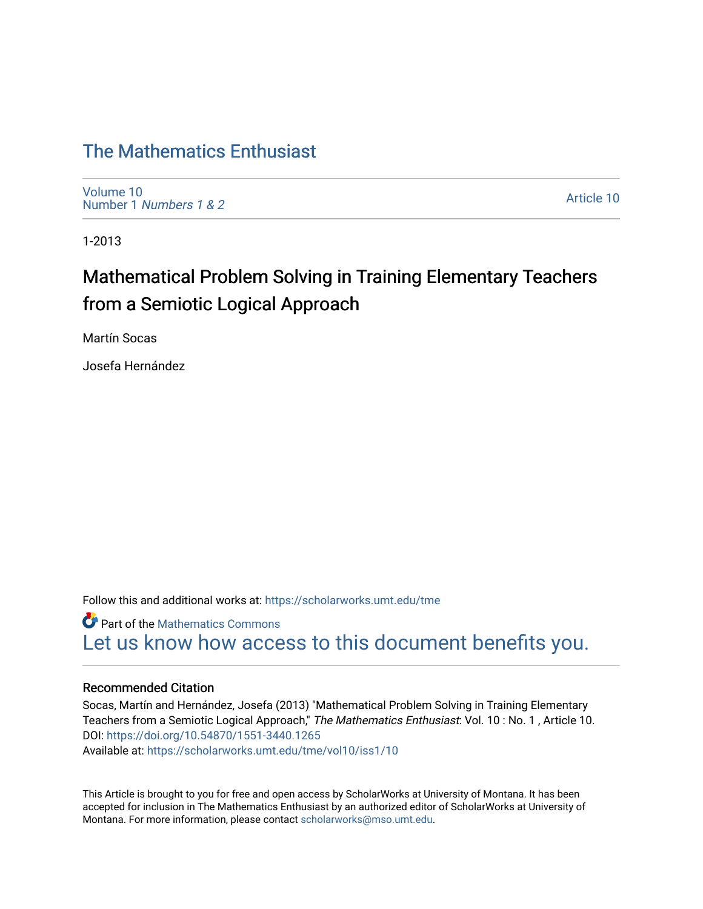# The Mathematics Enthusiast

Volume 10
Number 1 *Numbers 1 & 2*

Article 10

1-2013

## Mathematical Problem Solving in Training Elementary Teachers from a Semiotic Logical Approach

Martín Socas

Josefa Hernández

Follow this and additional works at: https://scholarworks.umt.edu/tme

Part of the Mathematics Commons
Let us know how access to this document benefits you.

### Recommended Citation

Socas, Martín and Hernández, Josefa (2013) "Mathematical Problem Solving in Training Elementary Teachers from a Semiotic Logical Approach," *The Mathematics Enthusiast*: Vol. 10 : No. 1 , Article 10.
DOI: https://doi.org/10.54870/1551-3440.1265
Available at: https://scholarworks.umt.edu/tme/vol10/iss1/10

This Article is brought to you for free and open access by ScholarWorks at University of Montana. It has been accepted for inclusion in The Mathematics Enthusiast by an authorized editor of ScholarWorks at University of Montana. For more information, please contact scholarworks@mso.umt.edu.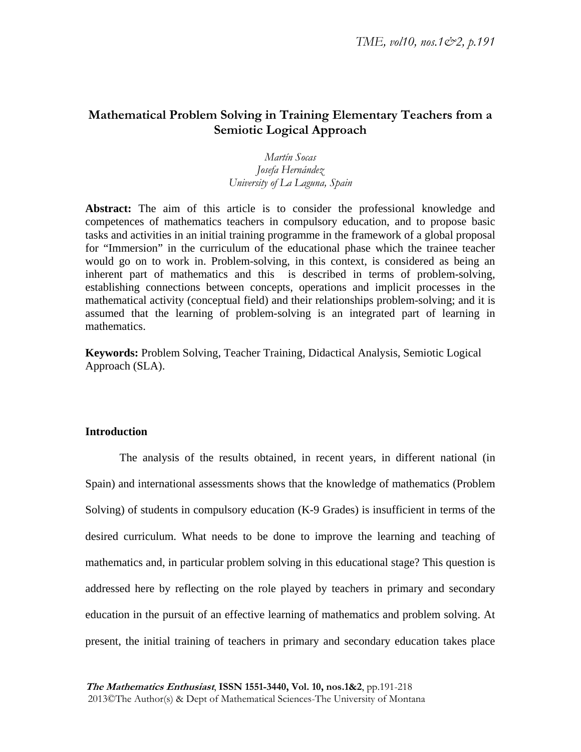# Mathematical Problem Solving in Training Elementary Teachers from a Semiotic Logical Approach

*Martín Socas*
*Josefa Hernández*
*University of La Laguna, Spain*

**Abstract:** The aim of this article is to consider the professional knowledge and competences of mathematics teachers in compulsory education, and to propose basic tasks and activities in an initial training programme in the framework of a global proposal for "Immersion" in the curriculum of the educational phase which the trainee teacher would go on to work in. Problem-solving, in this context, is considered as being an inherent part of mathematics and this is described in terms of problem-solving, establishing connections between concepts, operations and implicit processes in the mathematical activity (conceptual field) and their relationships problem-solving; and it is assumed that the learning of problem-solving is an integrated part of learning in mathematics.

**Keywords:** Problem Solving, Teacher Training, Didactical Analysis, Semiotic Logical Approach (SLA).

## Introduction

The analysis of the results obtained, in recent years, in different national (in Spain) and international assessments shows that the knowledge of mathematics (Problem Solving) of students in compulsory education (K-9 Grades) is insufficient in terms of the desired curriculum. What needs to be done to improve the learning and teaching of mathematics and, in particular problem solving in this educational stage? This question is addressed here by reflecting on the role played by teachers in primary and secondary education in the pursuit of an effective learning of mathematics and problem solving. At present, the initial training of teachers in primary and secondary education takes place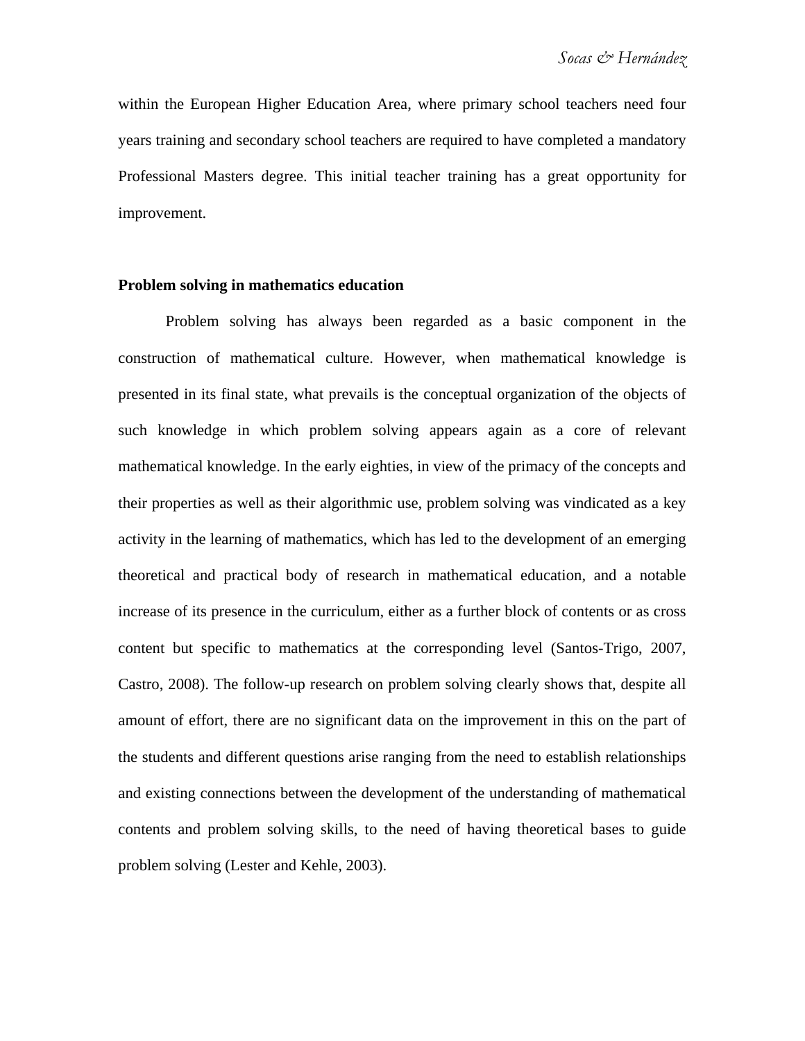within the European Higher Education Area, where primary school teachers need four years training and secondary school teachers are required to have completed a mandatory Professional Masters degree. This initial teacher training has a great opportunity for improvement.

**Problem solving in mathematics education**

Problem solving has always been regarded as a basic component in the construction of mathematical culture. However, when mathematical knowledge is presented in its final state, what prevails is the conceptual organization of the objects of such knowledge in which problem solving appears again as a core of relevant mathematical knowledge. In the early eighties, in view of the primacy of the concepts and their properties as well as their algorithmic use, problem solving was vindicated as a key activity in the learning of mathematics, which has led to the development of an emerging theoretical and practical body of research in mathematical education, and a notable increase of its presence in the curriculum, either as a further block of contents or as cross content but specific to mathematics at the corresponding level (Santos-Trigo, 2007, Castro, 2008). The follow-up research on problem solving clearly shows that, despite all amount of effort, there are no significant data on the improvement in this on the part of the students and different questions arise ranging from the need to establish relationships and existing connections between the development of the understanding of mathematical contents and problem solving skills, to the need of having theoretical bases to guide problem solving (Lester and Kehle, 2003).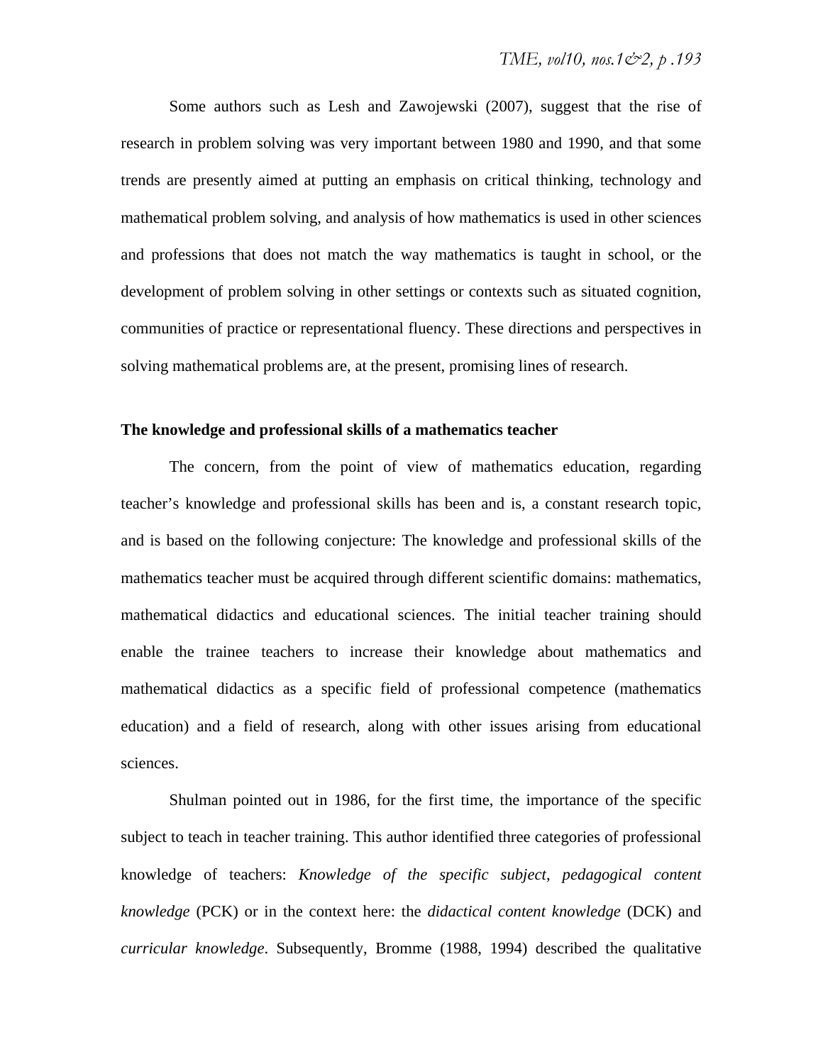Some authors such as Lesh and Zawojewski (2007), suggest that the rise of research in problem solving was very important between 1980 and 1990, and that some trends are presently aimed at putting an emphasis on critical thinking, technology and mathematical problem solving, and analysis of how mathematics is used in other sciences and professions that does not match the way mathematics is taught in school, or the development of problem solving in other settings or contexts such as situated cognition, communities of practice or representational fluency. These directions and perspectives in solving mathematical problems are, at the present, promising lines of research.

**The knowledge and professional skills of a mathematics teacher**

The concern, from the point of view of mathematics education, regarding teacher's knowledge and professional skills has been and is, a constant research topic, and is based on the following conjecture: The knowledge and professional skills of the mathematics teacher must be acquired through different scientific domains: mathematics, mathematical didactics and educational sciences. The initial teacher training should enable the trainee teachers to increase their knowledge about mathematics and mathematical didactics as a specific field of professional competence (mathematics education) and a field of research, along with other issues arising from educational sciences.

Shulman pointed out in 1986, for the first time, the importance of the specific subject to teach in teacher training. This author identified three categories of professional knowledge of teachers: *Knowledge of the specific subject*, *pedagogical content knowledge* (PCK) or in the context here: the *didactical content knowledge* (DCK) and *curricular knowledge*. Subsequently, Bromme (1988, 1994) described the qualitative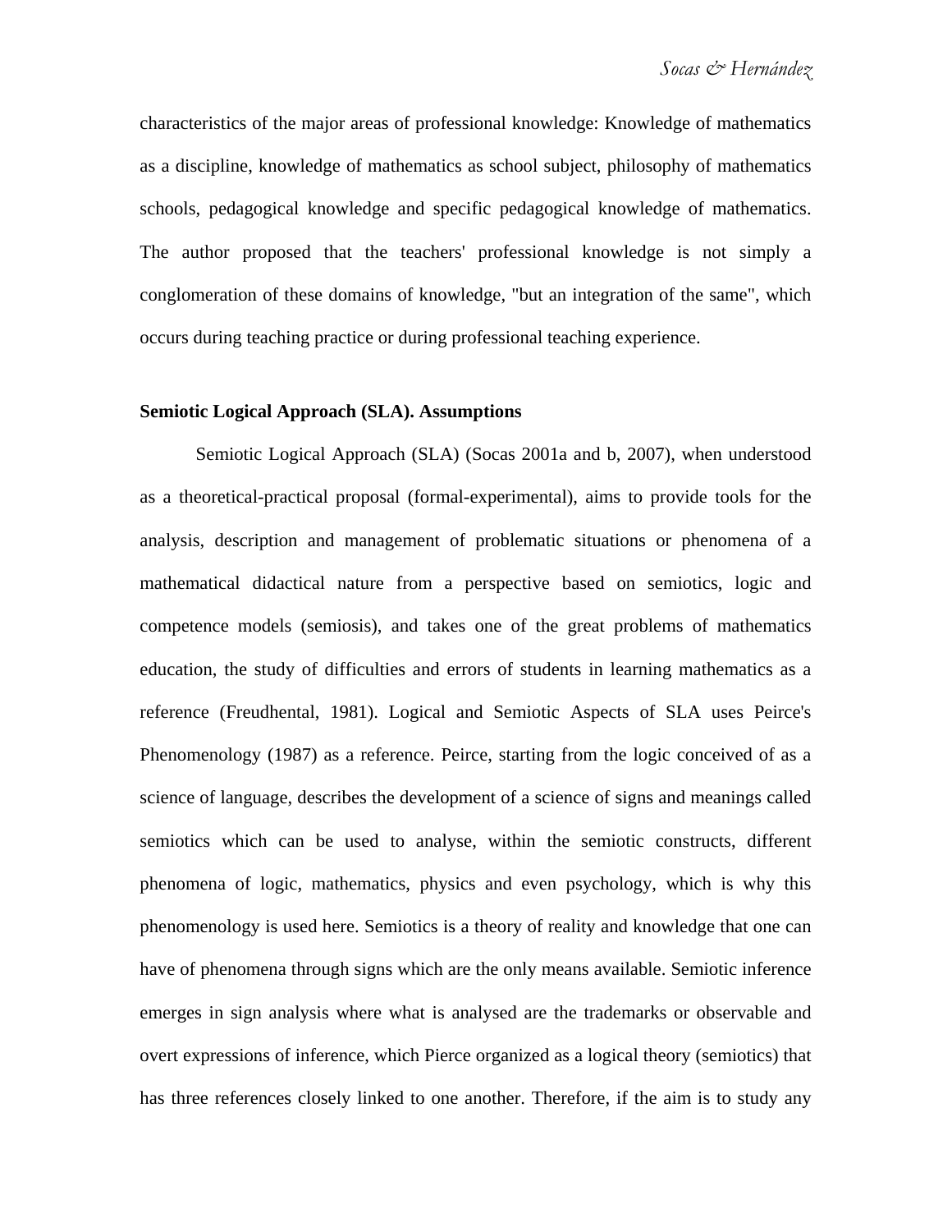characteristics of the major areas of professional knowledge: Knowledge of mathematics as a discipline, knowledge of mathematics as school subject, philosophy of mathematics schools, pedagogical knowledge and specific pedagogical knowledge of mathematics. The author proposed that the teachers' professional knowledge is not simply a conglomeration of these domains of knowledge, "but an integration of the same", which occurs during teaching practice or during professional teaching experience.

### Semiotic Logical Approach (SLA). Assumptions

Semiotic Logical Approach (SLA) (Socas 2001a and b, 2007), when understood as a theoretical-practical proposal (formal-experimental), aims to provide tools for the analysis, description and management of problematic situations or phenomena of a mathematical didactical nature from a perspective based on semiotics, logic and competence models (semiosis), and takes one of the great problems of mathematics education, the study of difficulties and errors of students in learning mathematics as a reference (Freudhental, 1981). Logical and Semiotic Aspects of SLA uses Peirce's Phenomenology (1987) as a reference. Peirce, starting from the logic conceived of as a science of language, describes the development of a science of signs and meanings called semiotics which can be used to analyse, within the semiotic constructs, different phenomena of logic, mathematics, physics and even psychology, which is why this phenomenology is used here. Semiotics is a theory of reality and knowledge that one can have of phenomena through signs which are the only means available. Semiotic inference emerges in sign analysis where what is analysed are the trademarks or observable and overt expressions of inference, which Pierce organized as a logical theory (semiotics) that has three references closely linked to one another. Therefore, if the aim is to study any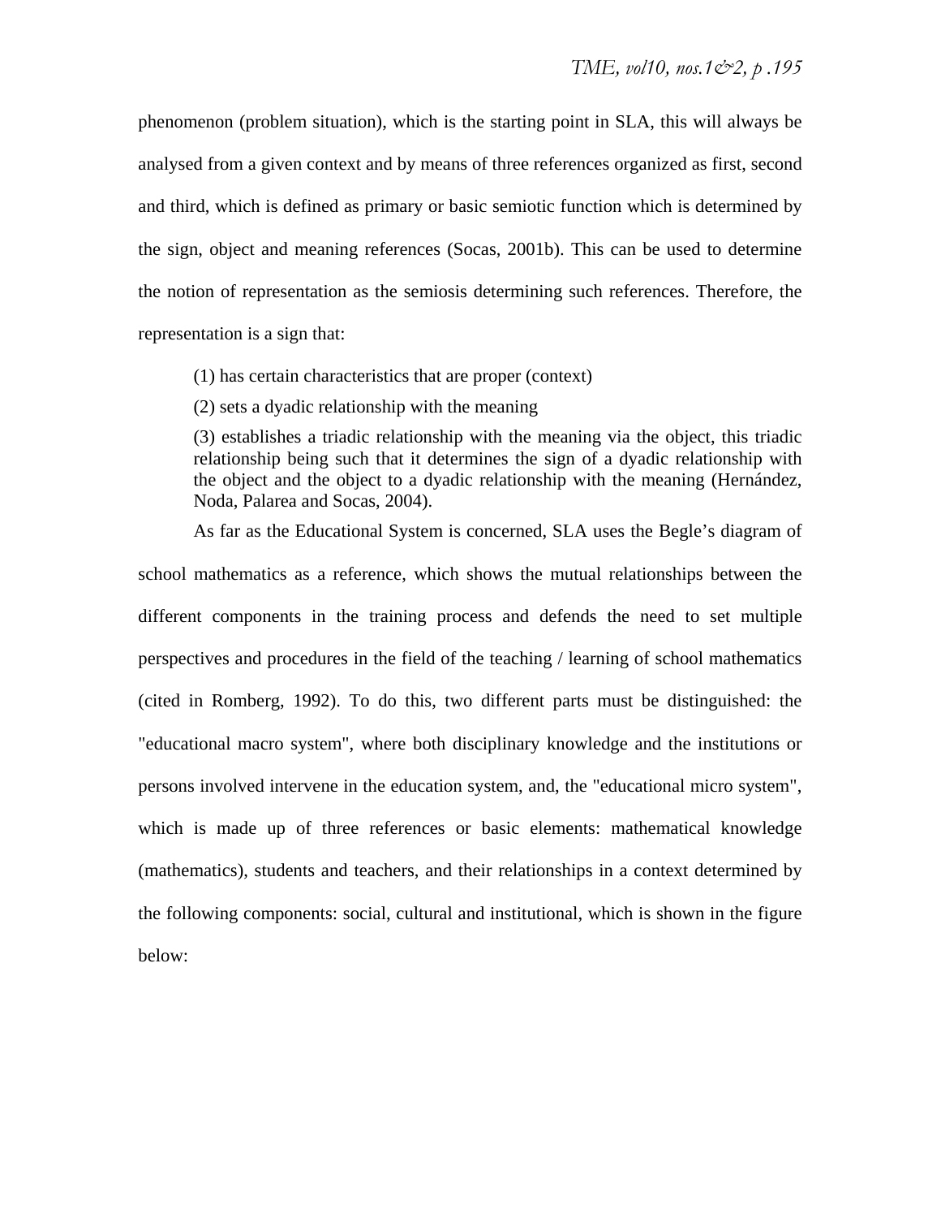phenomenon (problem situation), which is the starting point in SLA, this will always be analysed from a given context and by means of three references organized as first, second and third, which is defined as primary or basic semiotic function which is determined by the sign, object and meaning references (Socas, 2001b). This can be used to determine the notion of representation as the semiosis determining such references. Therefore, the representation is a sign that:

> (1) has certain characteristics that are proper (context)
>
> (2) sets a dyadic relationship with the meaning
>
> (3) establishes a triadic relationship with the meaning via the object, this triadic relationship being such that it determines the sign of a dyadic relationship with the object and the object to a dyadic relationship with the meaning (Hernández, Noda, Palarea and Socas, 2004).

As far as the Educational System is concerned, SLA uses the Begle's diagram of school mathematics as a reference, which shows the mutual relationships between the different components in the training process and defends the need to set multiple perspectives and procedures in the field of the teaching / learning of school mathematics (cited in Romberg, 1992). To do this, two different parts must be distinguished: the "educational macro system", where both disciplinary knowledge and the institutions or persons involved intervene in the education system, and, the "educational micro system", which is made up of three references or basic elements: mathematical knowledge (mathematics), students and teachers, and their relationships in a context determined by the following components: social, cultural and institutional, which is shown in the figure below: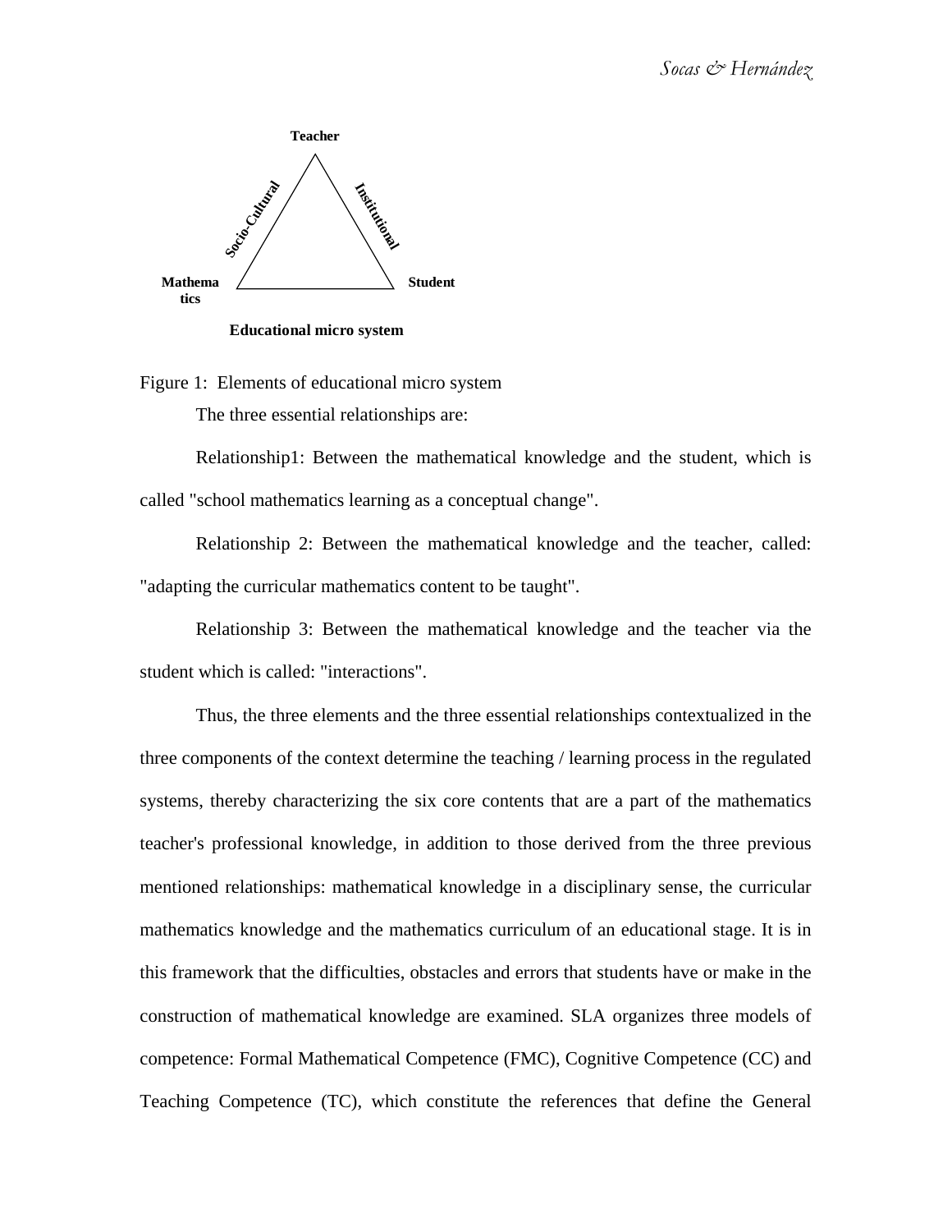Teacher

Socio-Cultural

Institutional

Mathematics

Student

**Educational micro system**

Figure 1: Elements of educational micro system

The three essential relationships are:

Relationship1: Between the mathematical knowledge and the student, which is called "school mathematics learning as a conceptual change".

Relationship 2: Between the mathematical knowledge and the teacher, called: "adapting the curricular mathematics content to be taught".

Relationship 3: Between the mathematical knowledge and the teacher via the student which is called: "interactions".

Thus, the three elements and the three essential relationships contextualized in the three components of the context determine the teaching / learning process in the regulated systems, thereby characterizing the six core contents that are a part of the mathematics teacher's professional knowledge, in addition to those derived from the three previous mentioned relationships: mathematical knowledge in a disciplinary sense, the curricular mathematics knowledge and the mathematics curriculum of an educational stage. It is in this framework that the difficulties, obstacles and errors that students have or make in the construction of mathematical knowledge are examined. SLA organizes three models of competence: Formal Mathematical Competence (FMC), Cognitive Competence (CC) and Teaching Competence (TC), which constitute the references that define the General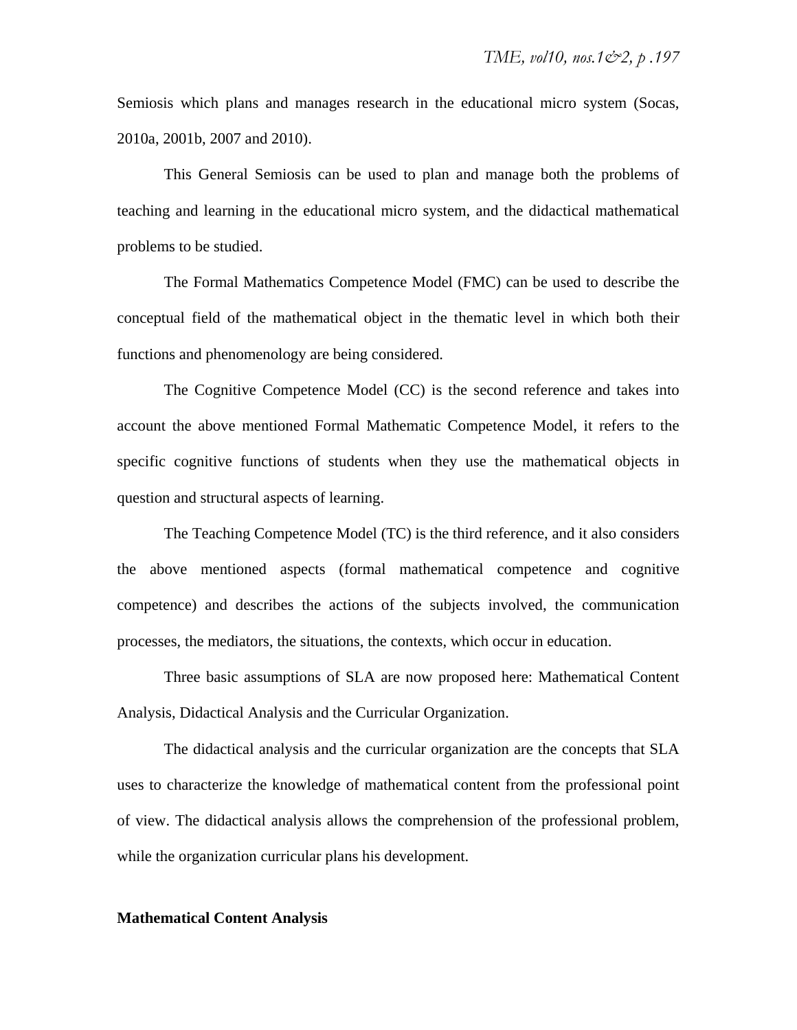Semiosis which plans and manages research in the educational micro system (Socas, 2010a, 2001b, 2007 and 2010).

This General Semiosis can be used to plan and manage both the problems of teaching and learning in the educational micro system, and the didactical mathematical problems to be studied.

The Formal Mathematics Competence Model (FMC) can be used to describe the conceptual field of the mathematical object in the thematic level in which both their functions and phenomenology are being considered.

The Cognitive Competence Model (CC) is the second reference and takes into account the above mentioned Formal Mathematic Competence Model, it refers to the specific cognitive functions of students when they use the mathematical objects in question and structural aspects of learning.

The Teaching Competence Model (TC) is the third reference, and it also considers the above mentioned aspects (formal mathematical competence and cognitive competence) and describes the actions of the subjects involved, the communication processes, the mediators, the situations, the contexts, which occur in education.

Three basic assumptions of SLA are now proposed here: Mathematical Content Analysis, Didactical Analysis and the Curricular Organization.

The didactical analysis and the curricular organization are the concepts that SLA uses to characterize the knowledge of mathematical content from the professional point of view. The didactical analysis allows the comprehension of the professional problem, while the organization curricular plans his development.

**Mathematical Content Analysis**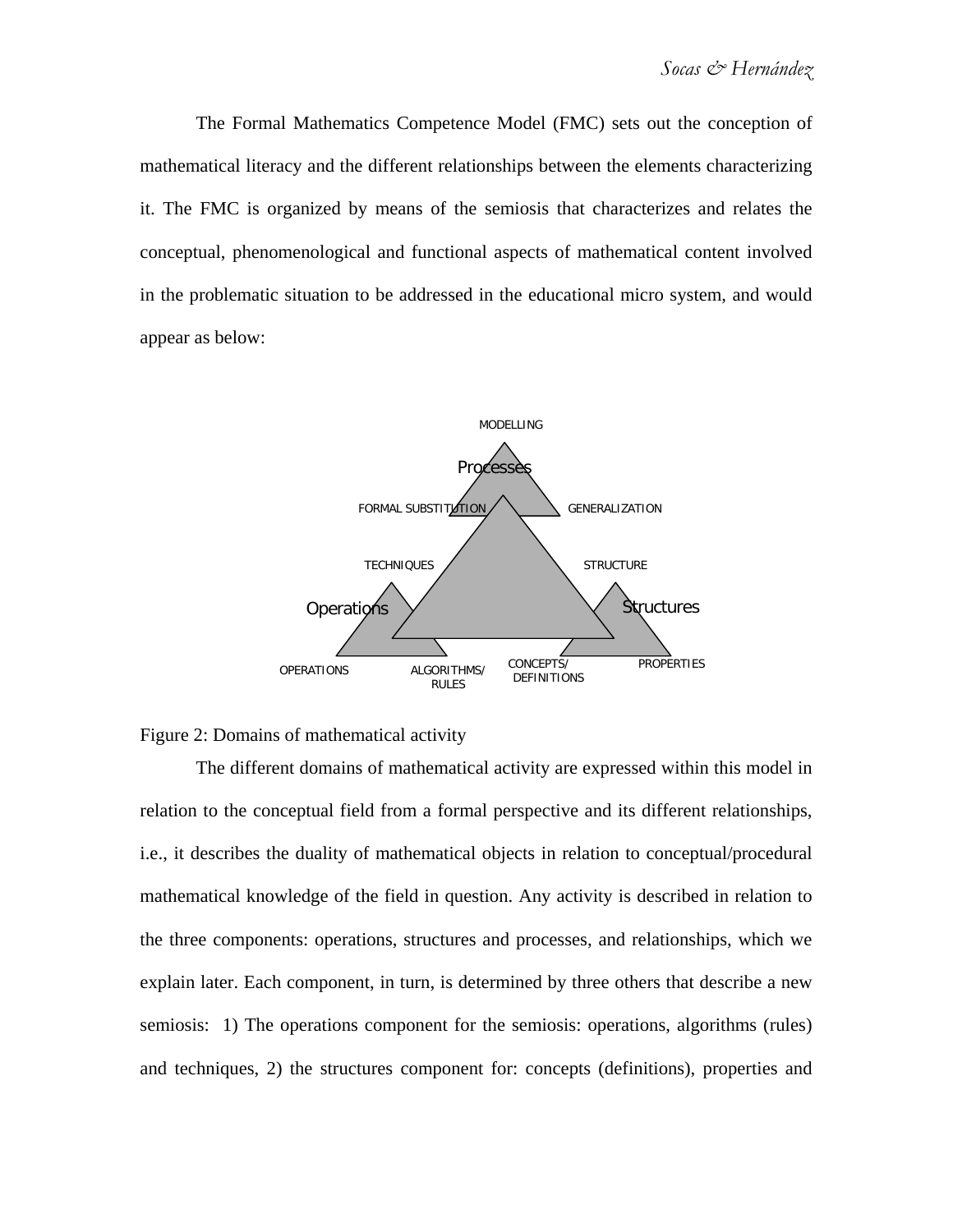The Formal Mathematics Competence Model (FMC) sets out the conception of mathematical literacy and the different relationships between the elements characterizing it. The FMC is organized by means of the semiosis that characterizes and relates the conceptual, phenomenological and functional aspects of mathematical content involved in the problematic situation to be addressed in the educational micro system, and would appear as below:

MODELLING

Processes

FORMAL SUBSTITUTION GENERALIZATION

TECHNIQUES STRUCTURE

Operations Structures

OPERATIONS ALGORITHMS/RULES CONCEPTS/DEFINITIONS PROPERTIES

Figure 2: Domains of mathematical activity

The different domains of mathematical activity are expressed within this model in relation to the conceptual field from a formal perspective and its different relationships, i.e., it describes the duality of mathematical objects in relation to conceptual/procedural mathematical knowledge of the field in question. Any activity is described in relation to the three components: operations, structures and processes, and relationships, which we explain later. Each component, in turn, is determined by three others that describe a new semiosis: 1) The operations component for the semiosis: operations, algorithms (rules) and techniques, 2) the structures component for: concepts (definitions), properties and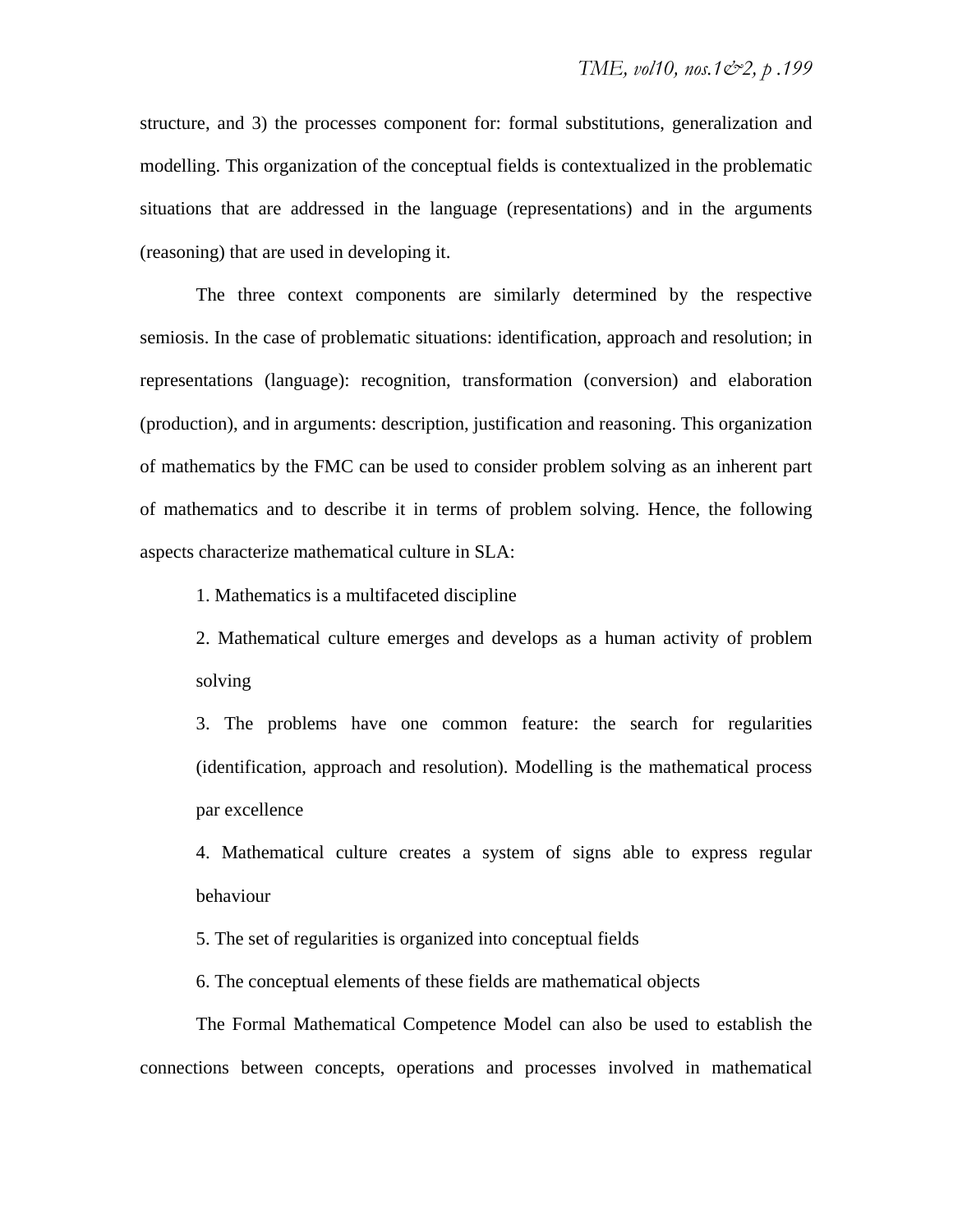structure, and 3) the processes component for: formal substitutions, generalization and modelling. This organization of the conceptual fields is contextualized in the problematic situations that are addressed in the language (representations) and in the arguments (reasoning) that are used in developing it.

The three context components are similarly determined by the respective semiosis. In the case of problematic situations: identification, approach and resolution; in representations (language): recognition, transformation (conversion) and elaboration (production), and in arguments: description, justification and reasoning. This organization of mathematics by the FMC can be used to consider problem solving as an inherent part of mathematics and to describe it in terms of problem solving. Hence, the following aspects characterize mathematical culture in SLA:

1. Mathematics is a multifaceted discipline

2. Mathematical culture emerges and develops as a human activity of problem solving

3. The problems have one common feature: the search for regularities (identification, approach and resolution). Modelling is the mathematical process par excellence

4. Mathematical culture creates a system of signs able to express regular behaviour

5. The set of regularities is organized into conceptual fields

6. The conceptual elements of these fields are mathematical objects

The Formal Mathematical Competence Model can also be used to establish the connections between concepts, operations and processes involved in mathematical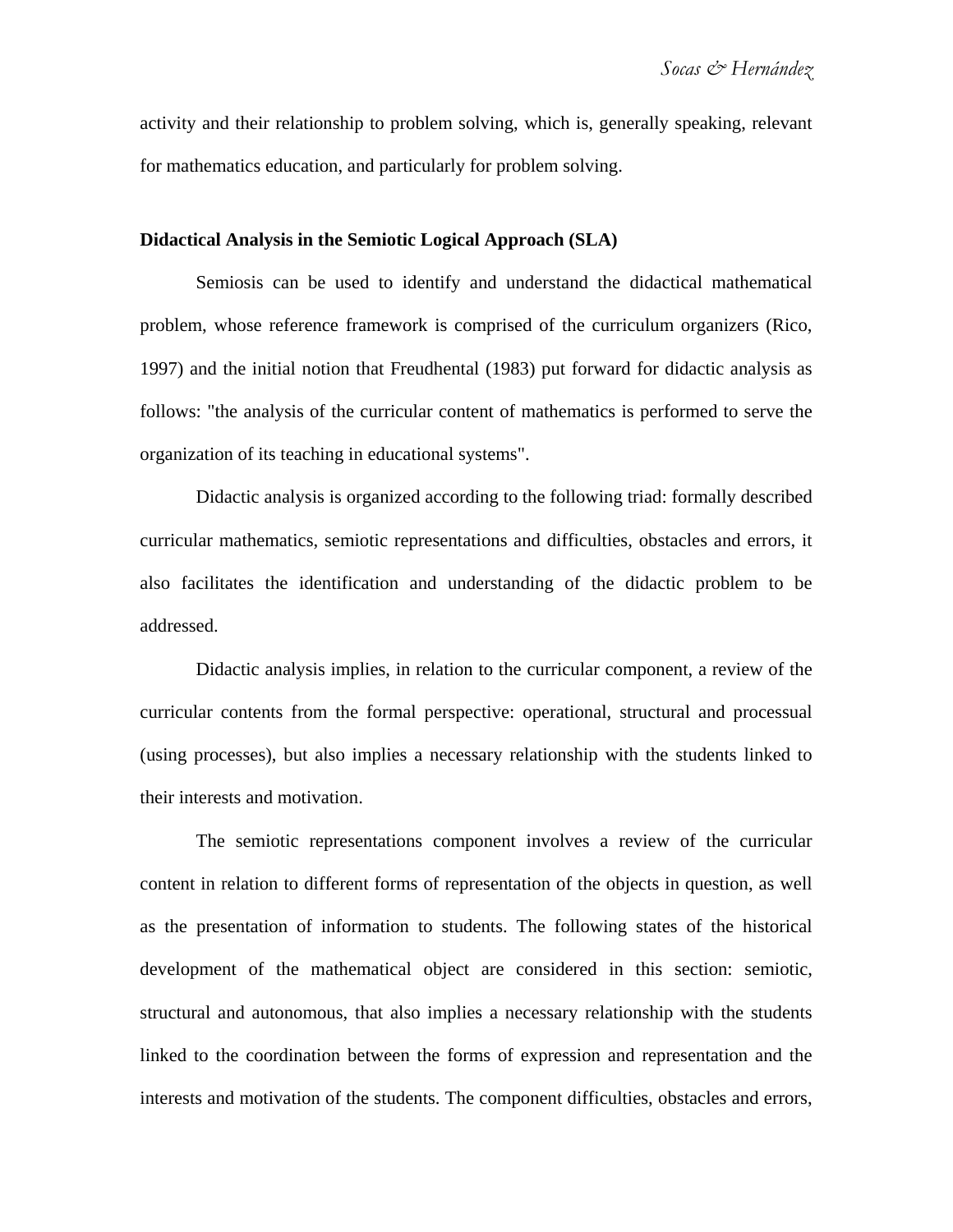activity and their relationship to problem solving, which is, generally speaking, relevant for mathematics education, and particularly for problem solving.

## Didactical Analysis in the Semiotic Logical Approach (SLA)

Semiosis can be used to identify and understand the didactical mathematical problem, whose reference framework is comprised of the curriculum organizers (Rico, 1997) and the initial notion that Freudhental (1983) put forward for didactic analysis as follows: "the analysis of the curricular content of mathematics is performed to serve the organization of its teaching in educational systems".

Didactic analysis is organized according to the following triad: formally described curricular mathematics, semiotic representations and difficulties, obstacles and errors, it also facilitates the identification and understanding of the didactic problem to be addressed.

Didactic analysis implies, in relation to the curricular component, a review of the curricular contents from the formal perspective: operational, structural and processual (using processes), but also implies a necessary relationship with the students linked to their interests and motivation.

The semiotic representations component involves a review of the curricular content in relation to different forms of representation of the objects in question, as well as the presentation of information to students. The following states of the historical development of the mathematical object are considered in this section: semiotic, structural and autonomous, that also implies a necessary relationship with the students linked to the coordination between the forms of expression and representation and the interests and motivation of the students. The component difficulties, obstacles and errors,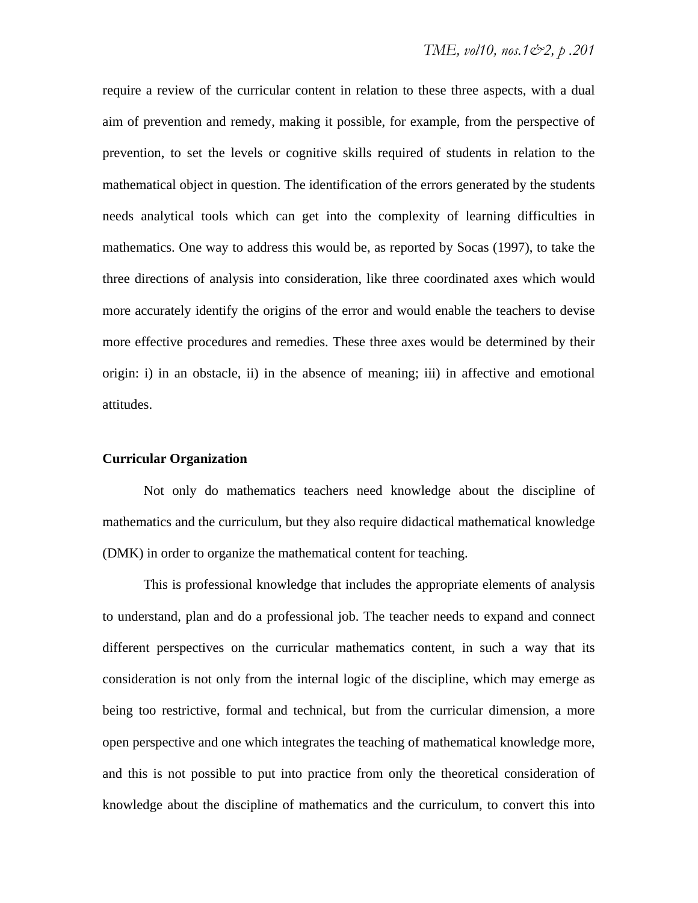require a review of the curricular content in relation to these three aspects, with a dual aim of prevention and remedy, making it possible, for example, from the perspective of prevention, to set the levels or cognitive skills required of students in relation to the mathematical object in question. The identification of the errors generated by the students needs analytical tools which can get into the complexity of learning difficulties in mathematics. One way to address this would be, as reported by Socas (1997), to take the three directions of analysis into consideration, like three coordinated axes which would more accurately identify the origins of the error and would enable the teachers to devise more effective procedures and remedies. These three axes would be determined by their origin: i) in an obstacle, ii) in the absence of meaning; iii) in affective and emotional attitudes.

## Curricular Organization

Not only do mathematics teachers need knowledge about the discipline of mathematics and the curriculum, but they also require didactical mathematical knowledge (DMK) in order to organize the mathematical content for teaching.

This is professional knowledge that includes the appropriate elements of analysis to understand, plan and do a professional job. The teacher needs to expand and connect different perspectives on the curricular mathematics content, in such a way that its consideration is not only from the internal logic of the discipline, which may emerge as being too restrictive, formal and technical, but from the curricular dimension, a more open perspective and one which integrates the teaching of mathematical knowledge more, and this is not possible to put into practice from only the theoretical consideration of knowledge about the discipline of mathematics and the curriculum, to convert this into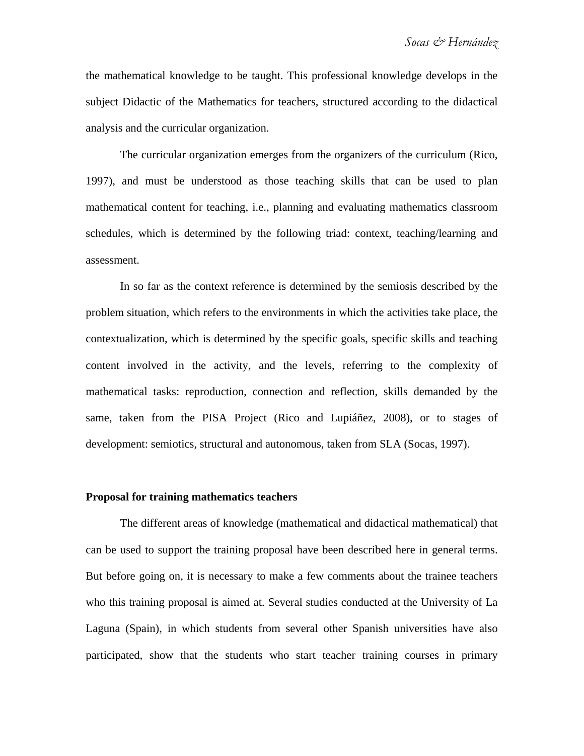the mathematical knowledge to be taught. This professional knowledge develops in the subject Didactic of the Mathematics for teachers, structured according to the didactical analysis and the curricular organization.

The curricular organization emerges from the organizers of the curriculum (Rico, 1997), and must be understood as those teaching skills that can be used to plan mathematical content for teaching, i.e., planning and evaluating mathematics classroom schedules, which is determined by the following triad: context, teaching/learning and assessment.

In so far as the context reference is determined by the semiosis described by the problem situation, which refers to the environments in which the activities take place, the contextualization, which is determined by the specific goals, specific skills and teaching content involved in the activity, and the levels, referring to the complexity of mathematical tasks: reproduction, connection and reflection, skills demanded by the same, taken from the PISA Project (Rico and Lupiáñez, 2008), or to stages of development: semiotics, structural and autonomous, taken from SLA (Socas, 1997).

## Proposal for training mathematics teachers

The different areas of knowledge (mathematical and didactical mathematical) that can be used to support the training proposal have been described here in general terms. But before going on, it is necessary to make a few comments about the trainee teachers who this training proposal is aimed at. Several studies conducted at the University of La Laguna (Spain), in which students from several other Spanish universities have also participated, show that the students who start teacher training courses in primary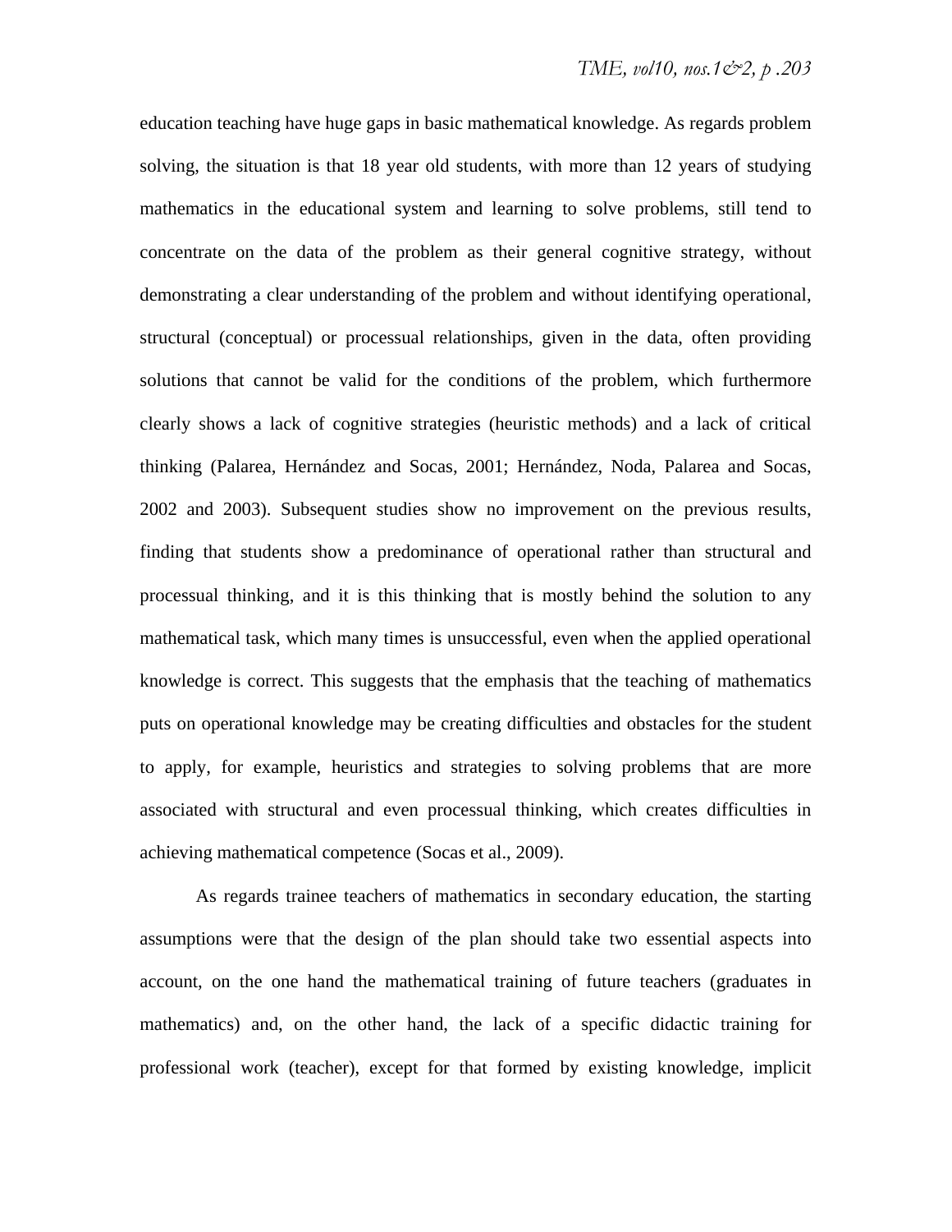education teaching have huge gaps in basic mathematical knowledge. As regards problem solving, the situation is that 18 year old students, with more than 12 years of studying mathematics in the educational system and learning to solve problems, still tend to concentrate on the data of the problem as their general cognitive strategy, without demonstrating a clear understanding of the problem and without identifying operational, structural (conceptual) or processual relationships, given in the data, often providing solutions that cannot be valid for the conditions of the problem, which furthermore clearly shows a lack of cognitive strategies (heuristic methods) and a lack of critical thinking (Palarea, Hernández and Socas, 2001; Hernández, Noda, Palarea and Socas, 2002 and 2003). Subsequent studies show no improvement on the previous results, finding that students show a predominance of operational rather than structural and processual thinking, and it is this thinking that is mostly behind the solution to any mathematical task, which many times is unsuccessful, even when the applied operational knowledge is correct. This suggests that the emphasis that the teaching of mathematics puts on operational knowledge may be creating difficulties and obstacles for the student to apply, for example, heuristics and strategies to solving problems that are more associated with structural and even processual thinking, which creates difficulties in achieving mathematical competence (Socas et al., 2009).

As regards trainee teachers of mathematics in secondary education, the starting assumptions were that the design of the plan should take two essential aspects into account, on the one hand the mathematical training of future teachers (graduates in mathematics) and, on the other hand, the lack of a specific didactic training for professional work (teacher), except for that formed by existing knowledge, implicit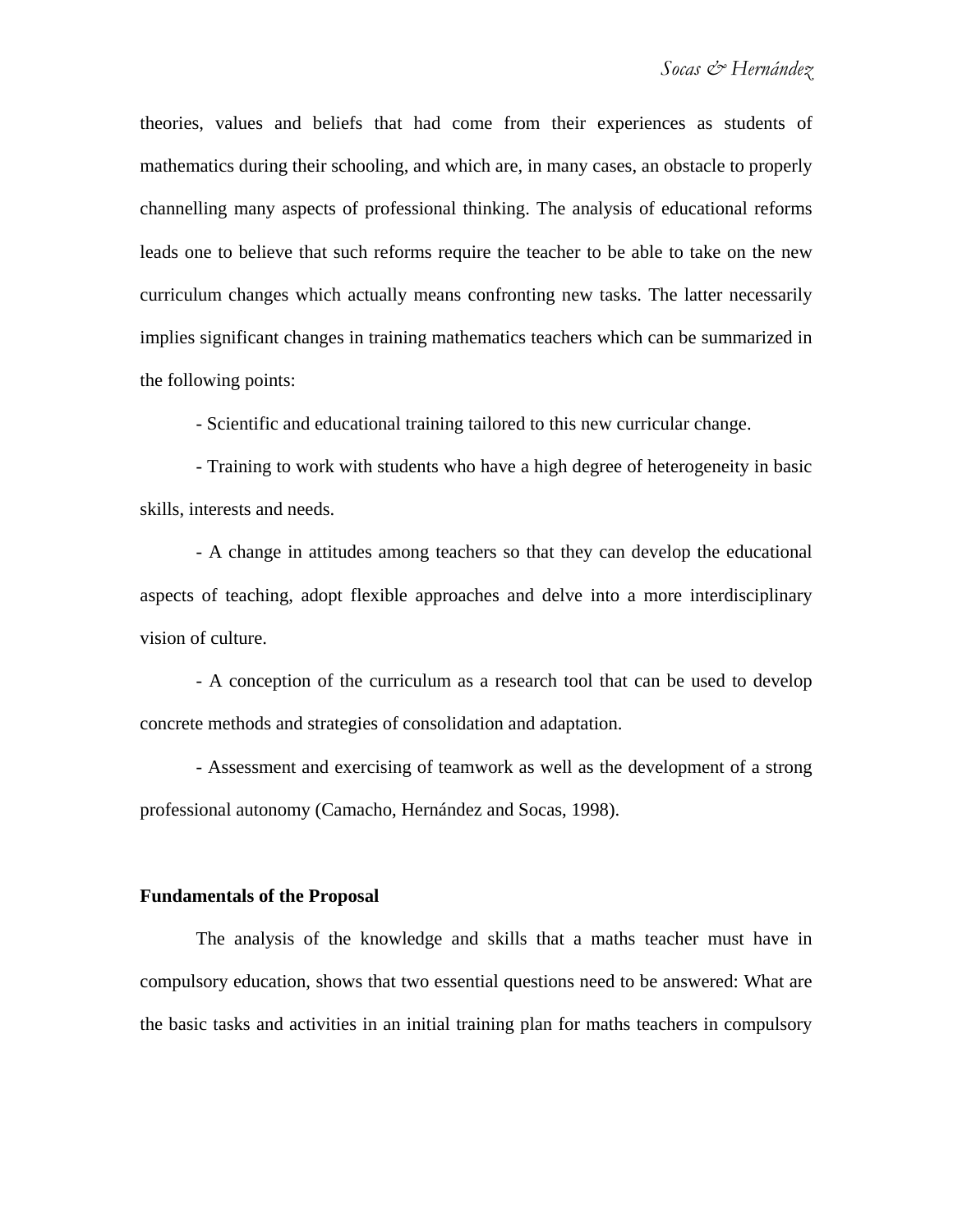theories, values and beliefs that had come from their experiences as students of mathematics during their schooling, and which are, in many cases, an obstacle to properly channelling many aspects of professional thinking. The analysis of educational reforms leads one to believe that such reforms require the teacher to be able to take on the new curriculum changes which actually means confronting new tasks. The latter necessarily implies significant changes in training mathematics teachers which can be summarized in the following points:

- Scientific and educational training tailored to this new curricular change.
- Training to work with students who have a high degree of heterogeneity in basic skills, interests and needs.
- A change in attitudes among teachers so that they can develop the educational aspects of teaching, adopt flexible approaches and delve into a more interdisciplinary vision of culture.
- A conception of the curriculum as a research tool that can be used to develop concrete methods and strategies of consolidation and adaptation.
- Assessment and exercising of teamwork as well as the development of a strong professional autonomy (Camacho, Hernández and Socas, 1998).

## Fundamentals of the Proposal

The analysis of the knowledge and skills that a maths teacher must have in compulsory education, shows that two essential questions need to be answered: What are the basic tasks and activities in an initial training plan for maths teachers in compulsory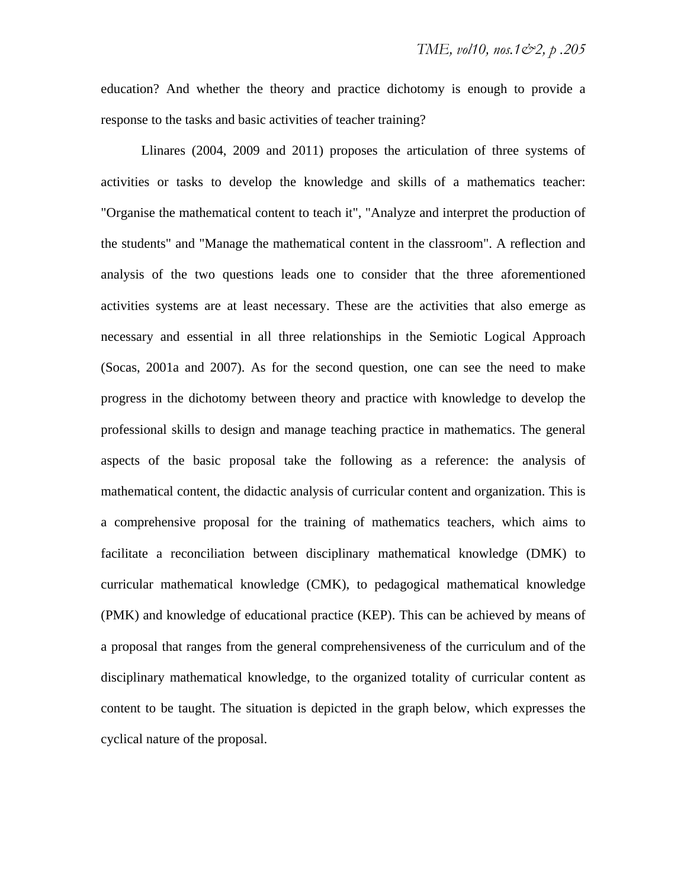education? And whether the theory and practice dichotomy is enough to provide a response to the tasks and basic activities of teacher training?

Llinares (2004, 2009 and 2011) proposes the articulation of three systems of activities or tasks to develop the knowledge and skills of a mathematics teacher: "Organise the mathematical content to teach it", "Analyze and interpret the production of the students" and "Manage the mathematical content in the classroom". A reflection and analysis of the two questions leads one to consider that the three aforementioned activities systems are at least necessary. These are the activities that also emerge as necessary and essential in all three relationships in the Semiotic Logical Approach (Socas, 2001a and 2007). As for the second question, one can see the need to make progress in the dichotomy between theory and practice with knowledge to develop the professional skills to design and manage teaching practice in mathematics. The general aspects of the basic proposal take the following as a reference: the analysis of mathematical content, the didactic analysis of curricular content and organization. This is a comprehensive proposal for the training of mathematics teachers, which aims to facilitate a reconciliation between disciplinary mathematical knowledge (DMK) to curricular mathematical knowledge (CMK), to pedagogical mathematical knowledge (PMK) and knowledge of educational practice (KEP). This can be achieved by means of a proposal that ranges from the general comprehensiveness of the curriculum and of the disciplinary mathematical knowledge, to the organized totality of curricular content as content to be taught. The situation is depicted in the graph below, which expresses the cyclical nature of the proposal.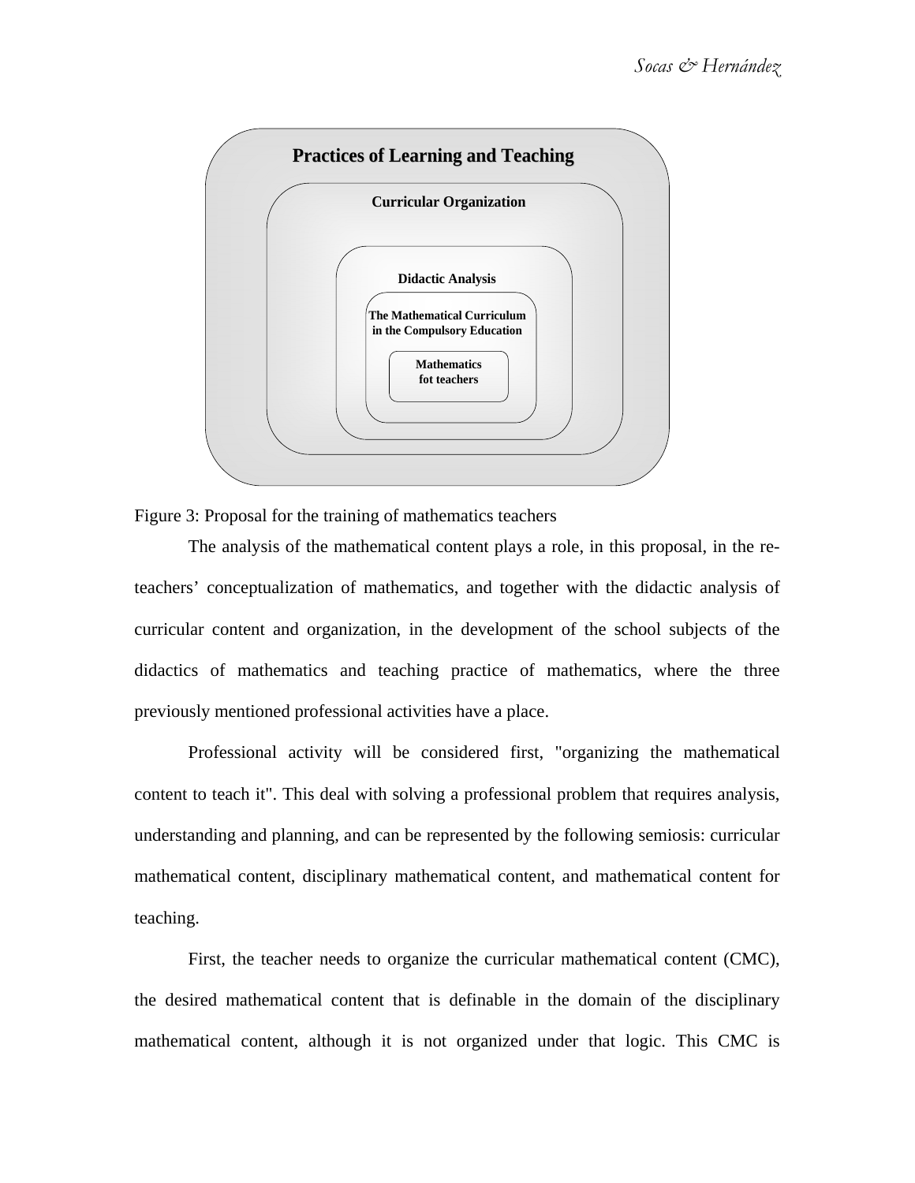Practices of Learning and Teaching

Curricular Organization

Didactic Analysis

The Mathematical Curriculum in the Compulsory Education

Mathematics fot teachers

Figure 3: Proposal for the training of mathematics teachers

The analysis of the mathematical content plays a role, in this proposal, in the re-teachers' conceptualization of mathematics, and together with the didactic analysis of curricular content and organization, in the development of the school subjects of the didactics of mathematics and teaching practice of mathematics, where the three previously mentioned professional activities have a place.

Professional activity will be considered first, "organizing the mathematical content to teach it". This deal with solving a professional problem that requires analysis, understanding and planning, and can be represented by the following semiosis: curricular mathematical content, disciplinary mathematical content, and mathematical content for teaching.

First, the teacher needs to organize the curricular mathematical content (CMC), the desired mathematical content that is definable in the domain of the disciplinary mathematical content, although it is not organized under that logic. This CMC is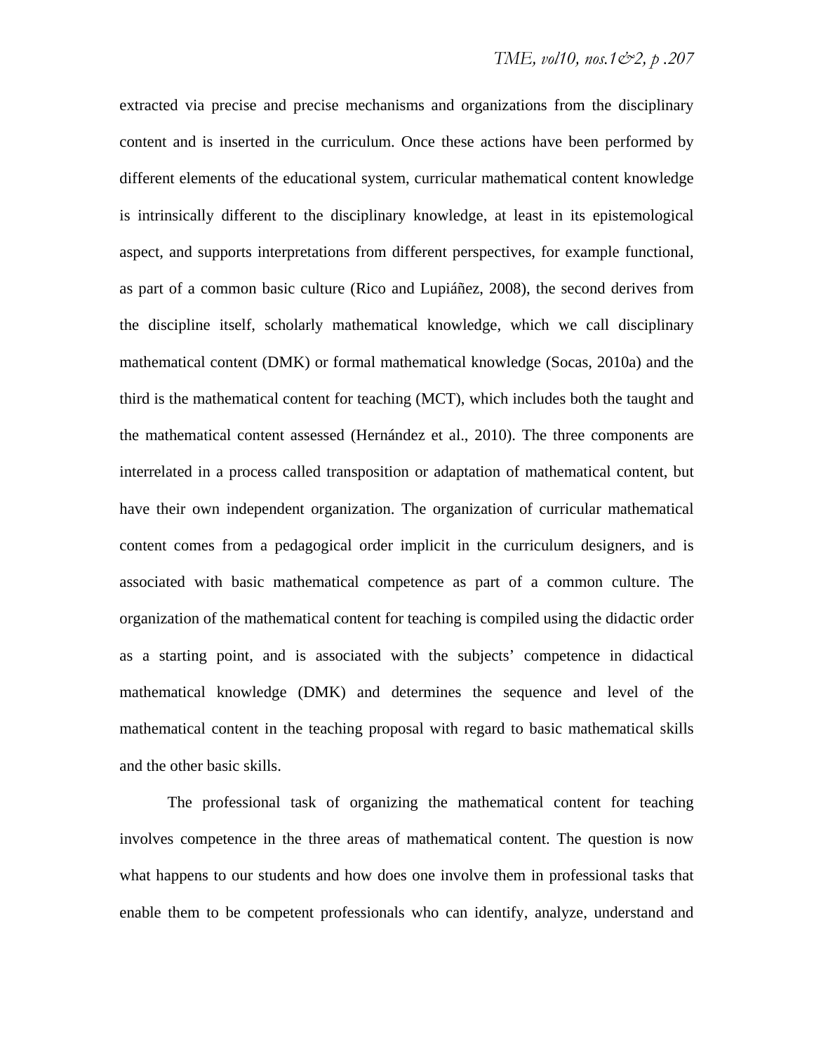extracted via precise and precise mechanisms and organizations from the disciplinary content and is inserted in the curriculum. Once these actions have been performed by different elements of the educational system, curricular mathematical content knowledge is intrinsically different to the disciplinary knowledge, at least in its epistemological aspect, and supports interpretations from different perspectives, for example functional, as part of a common basic culture (Rico and Lupiáñez, 2008), the second derives from the discipline itself, scholarly mathematical knowledge, which we call disciplinary mathematical content (DMK) or formal mathematical knowledge (Socas, 2010a) and the third is the mathematical content for teaching (MCT), which includes both the taught and the mathematical content assessed (Hernández et al., 2010). The three components are interrelated in a process called transposition or adaptation of mathematical content, but have their own independent organization. The organization of curricular mathematical content comes from a pedagogical order implicit in the curriculum designers, and is associated with basic mathematical competence as part of a common culture. The organization of the mathematical content for teaching is compiled using the didactic order as a starting point, and is associated with the subjects' competence in didactical mathematical knowledge (DMK) and determines the sequence and level of the mathematical content in the teaching proposal with regard to basic mathematical skills and the other basic skills.

The professional task of organizing the mathematical content for teaching involves competence in the three areas of mathematical content. The question is now what happens to our students and how does one involve them in professional tasks that enable them to be competent professionals who can identify, analyze, understand and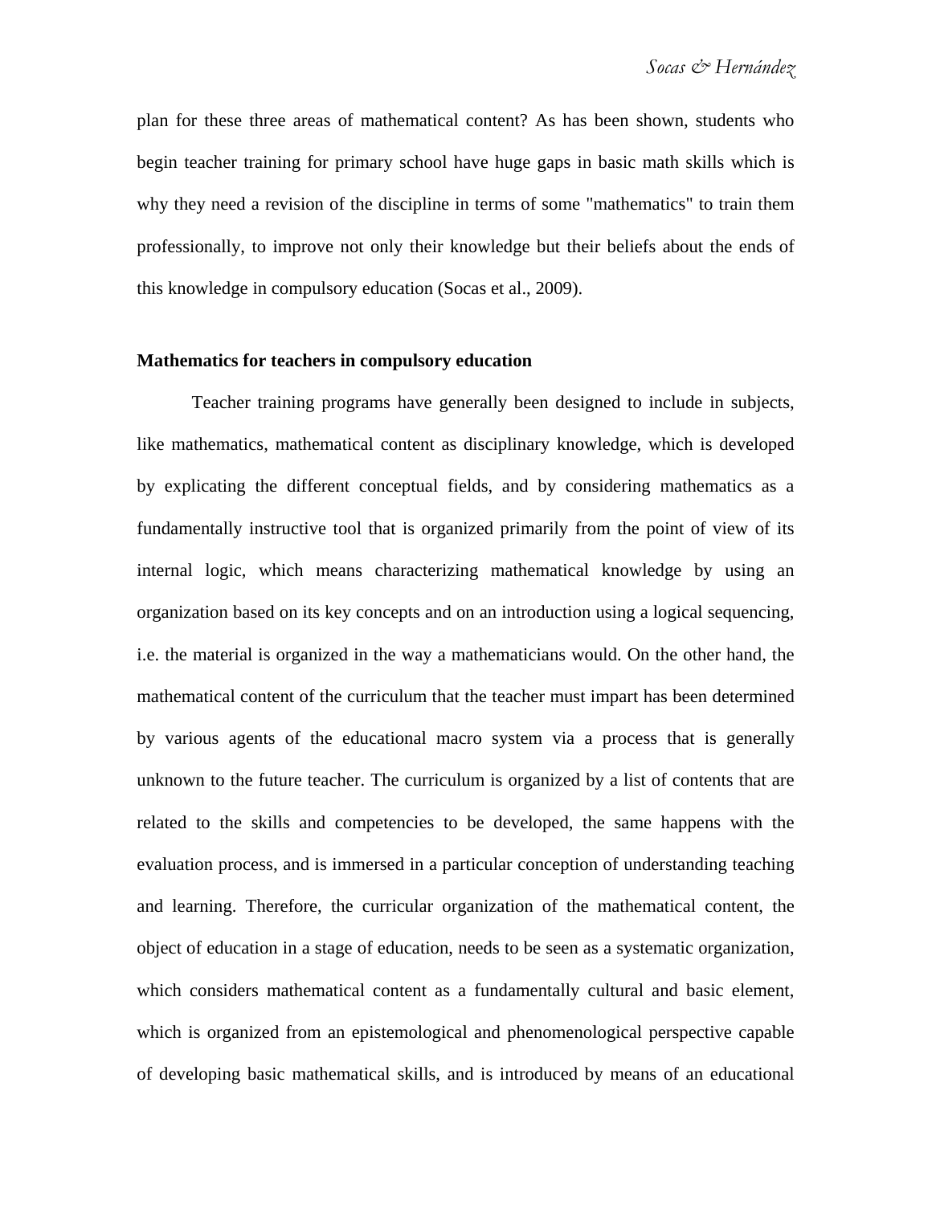plan for these three areas of mathematical content? As has been shown, students who begin teacher training for primary school have huge gaps in basic math skills which is why they need a revision of the discipline in terms of some "mathematics" to train them professionally, to improve not only their knowledge but their beliefs about the ends of this knowledge in compulsory education (Socas et al., 2009).

## Mathematics for teachers in compulsory education

Teacher training programs have generally been designed to include in subjects, like mathematics, mathematical content as disciplinary knowledge, which is developed by explicating the different conceptual fields, and by considering mathematics as a fundamentally instructive tool that is organized primarily from the point of view of its internal logic, which means characterizing mathematical knowledge by using an organization based on its key concepts and on an introduction using a logical sequencing, i.e. the material is organized in the way a mathematicians would. On the other hand, the mathematical content of the curriculum that the teacher must impart has been determined by various agents of the educational macro system via a process that is generally unknown to the future teacher. The curriculum is organized by a list of contents that are related to the skills and competencies to be developed, the same happens with the evaluation process, and is immersed in a particular conception of understanding teaching and learning. Therefore, the curricular organization of the mathematical content, the object of education in a stage of education, needs to be seen as a systematic organization, which considers mathematical content as a fundamentally cultural and basic element, which is organized from an epistemological and phenomenological perspective capable of developing basic mathematical skills, and is introduced by means of an educational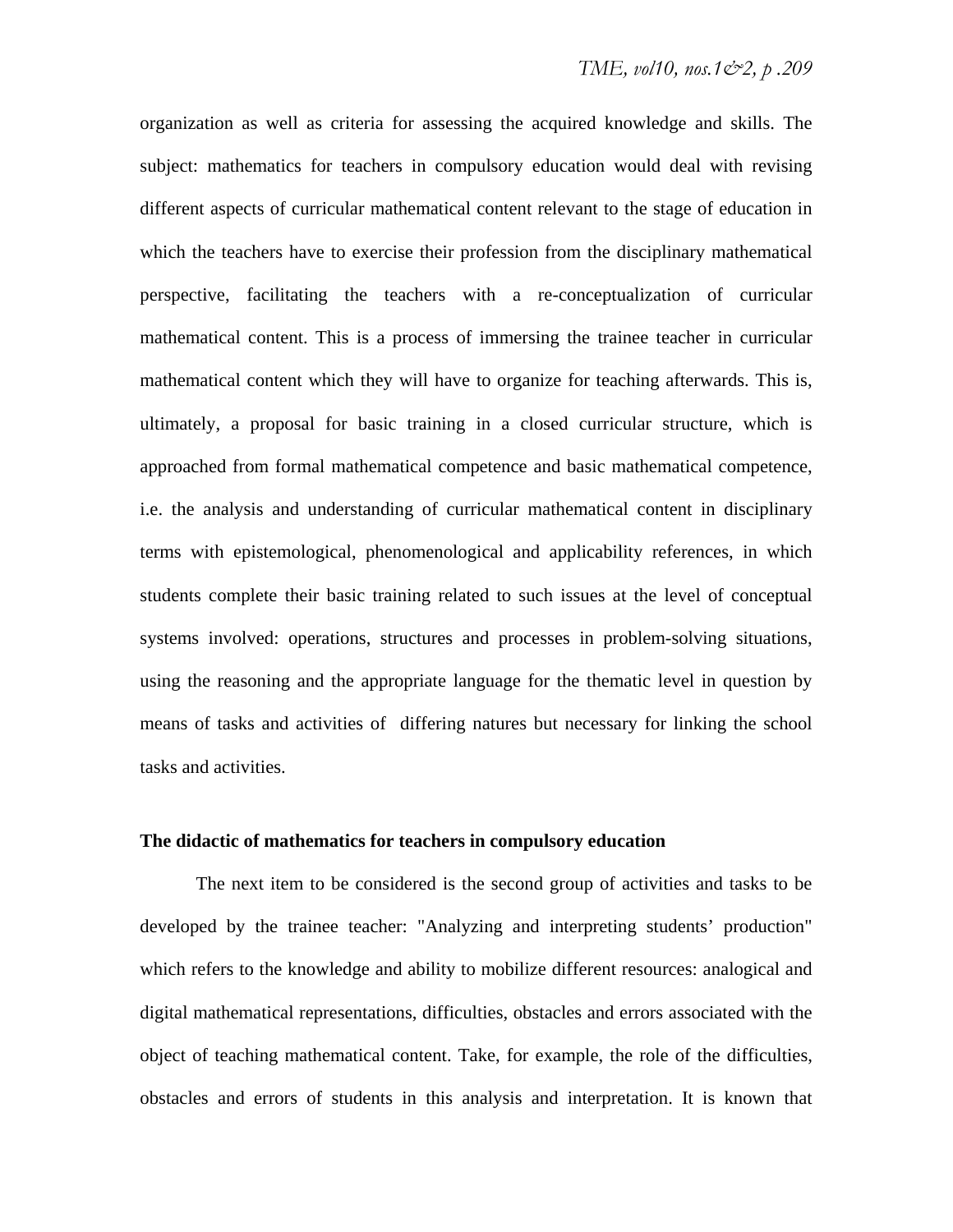organization as well as criteria for assessing the acquired knowledge and skills. The subject: mathematics for teachers in compulsory education would deal with revising different aspects of curricular mathematical content relevant to the stage of education in which the teachers have to exercise their profession from the disciplinary mathematical perspective, facilitating the teachers with a re-conceptualization of curricular mathematical content. This is a process of immersing the trainee teacher in curricular mathematical content which they will have to organize for teaching afterwards. This is, ultimately, a proposal for basic training in a closed curricular structure, which is approached from formal mathematical competence and basic mathematical competence, i.e. the analysis and understanding of curricular mathematical content in disciplinary terms with epistemological, phenomenological and applicability references, in which students complete their basic training related to such issues at the level of conceptual systems involved: operations, structures and processes in problem-solving situations, using the reasoning and the appropriate language for the thematic level in question by means of tasks and activities of differing natures but necessary for linking the school tasks and activities.

**The didactic of mathematics for teachers in compulsory education**

The next item to be considered is the second group of activities and tasks to be developed by the trainee teacher: "Analyzing and interpreting students' production" which refers to the knowledge and ability to mobilize different resources: analogical and digital mathematical representations, difficulties, obstacles and errors associated with the object of teaching mathematical content. Take, for example, the role of the difficulties, obstacles and errors of students in this analysis and interpretation. It is known that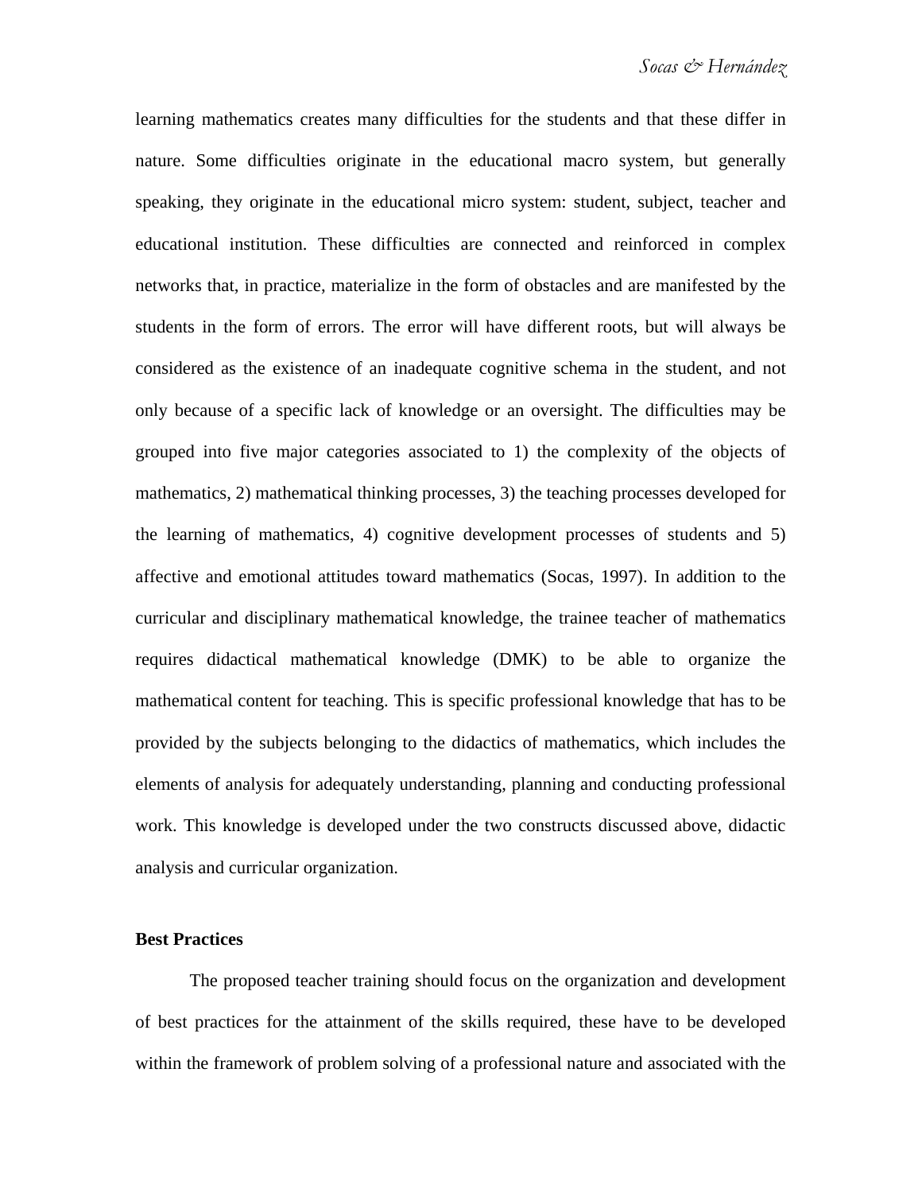learning mathematics creates many difficulties for the students and that these differ in nature. Some difficulties originate in the educational macro system, but generally speaking, they originate in the educational micro system: student, subject, teacher and educational institution. These difficulties are connected and reinforced in complex networks that, in practice, materialize in the form of obstacles and are manifested by the students in the form of errors. The error will have different roots, but will always be considered as the existence of an inadequate cognitive schema in the student, and not only because of a specific lack of knowledge or an oversight. The difficulties may be grouped into five major categories associated to 1) the complexity of the objects of mathematics, 2) mathematical thinking processes, 3) the teaching processes developed for the learning of mathematics, 4) cognitive development processes of students and 5) affective and emotional attitudes toward mathematics (Socas, 1997). In addition to the curricular and disciplinary mathematical knowledge, the trainee teacher of mathematics requires didactical mathematical knowledge (DMK) to be able to organize the mathematical content for teaching. This is specific professional knowledge that has to be provided by the subjects belonging to the didactics of mathematics, which includes the elements of analysis for adequately understanding, planning and conducting professional work. This knowledge is developed under the two constructs discussed above, didactic analysis and curricular organization.

**Best Practices**

The proposed teacher training should focus on the organization and development of best practices for the attainment of the skills required, these have to be developed within the framework of problem solving of a professional nature and associated with the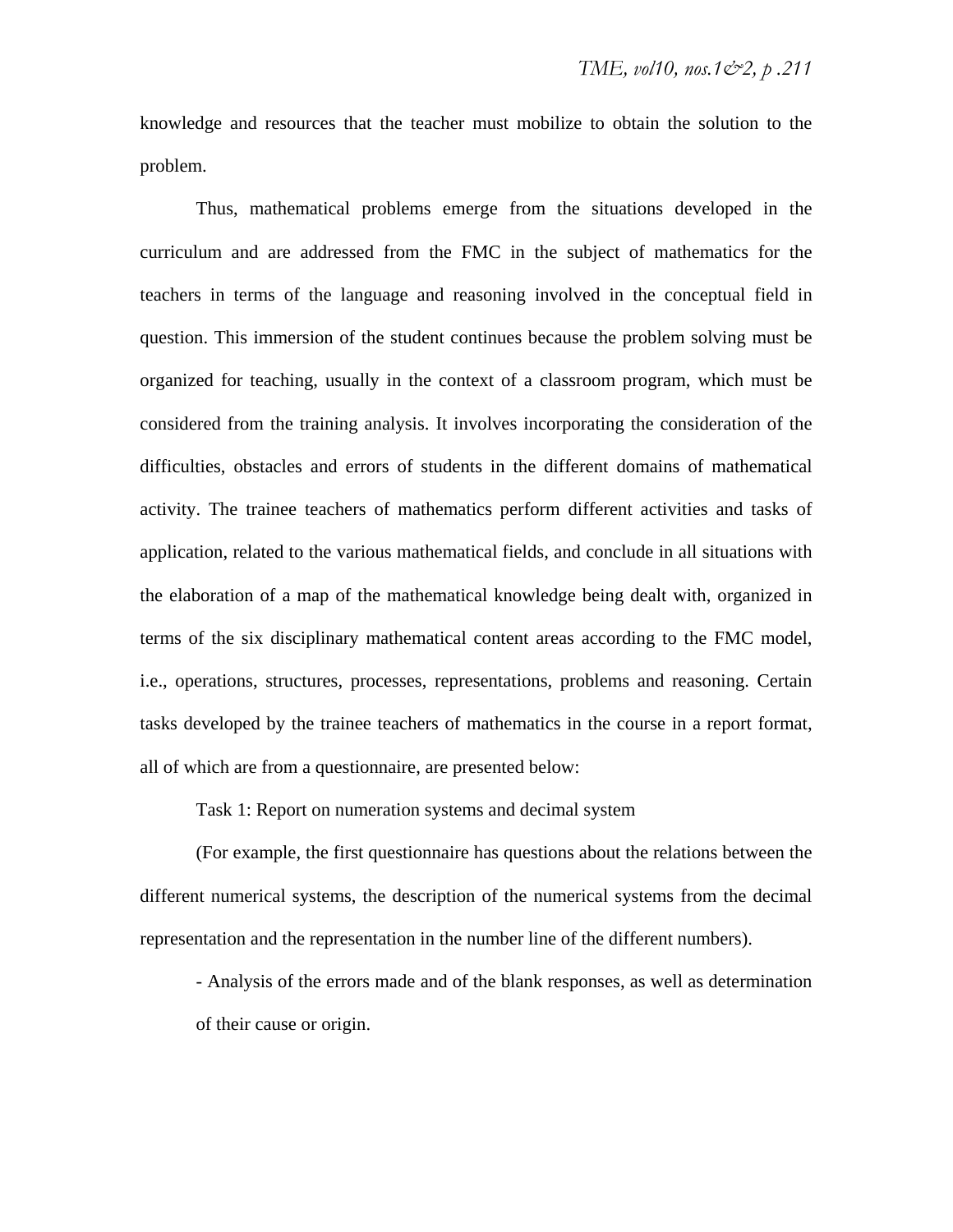knowledge and resources that the teacher must mobilize to obtain the solution to the problem.

Thus, mathematical problems emerge from the situations developed in the curriculum and are addressed from the FMC in the subject of mathematics for the teachers in terms of the language and reasoning involved in the conceptual field in question. This immersion of the student continues because the problem solving must be organized for teaching, usually in the context of a classroom program, which must be considered from the training analysis. It involves incorporating the consideration of the difficulties, obstacles and errors of students in the different domains of mathematical activity. The trainee teachers of mathematics perform different activities and tasks of application, related to the various mathematical fields, and conclude in all situations with the elaboration of a map of the mathematical knowledge being dealt with, organized in terms of the six disciplinary mathematical content areas according to the FMC model, i.e., operations, structures, processes, representations, problems and reasoning. Certain tasks developed by the trainee teachers of mathematics in the course in a report format, all of which are from a questionnaire, are presented below:

Task 1: Report on numeration systems and decimal system

(For example, the first questionnaire has questions about the relations between the different numerical systems, the description of the numerical systems from the decimal representation and the representation in the number line of the different numbers).

- Analysis of the errors made and of the blank responses, as well as determination of their cause or origin.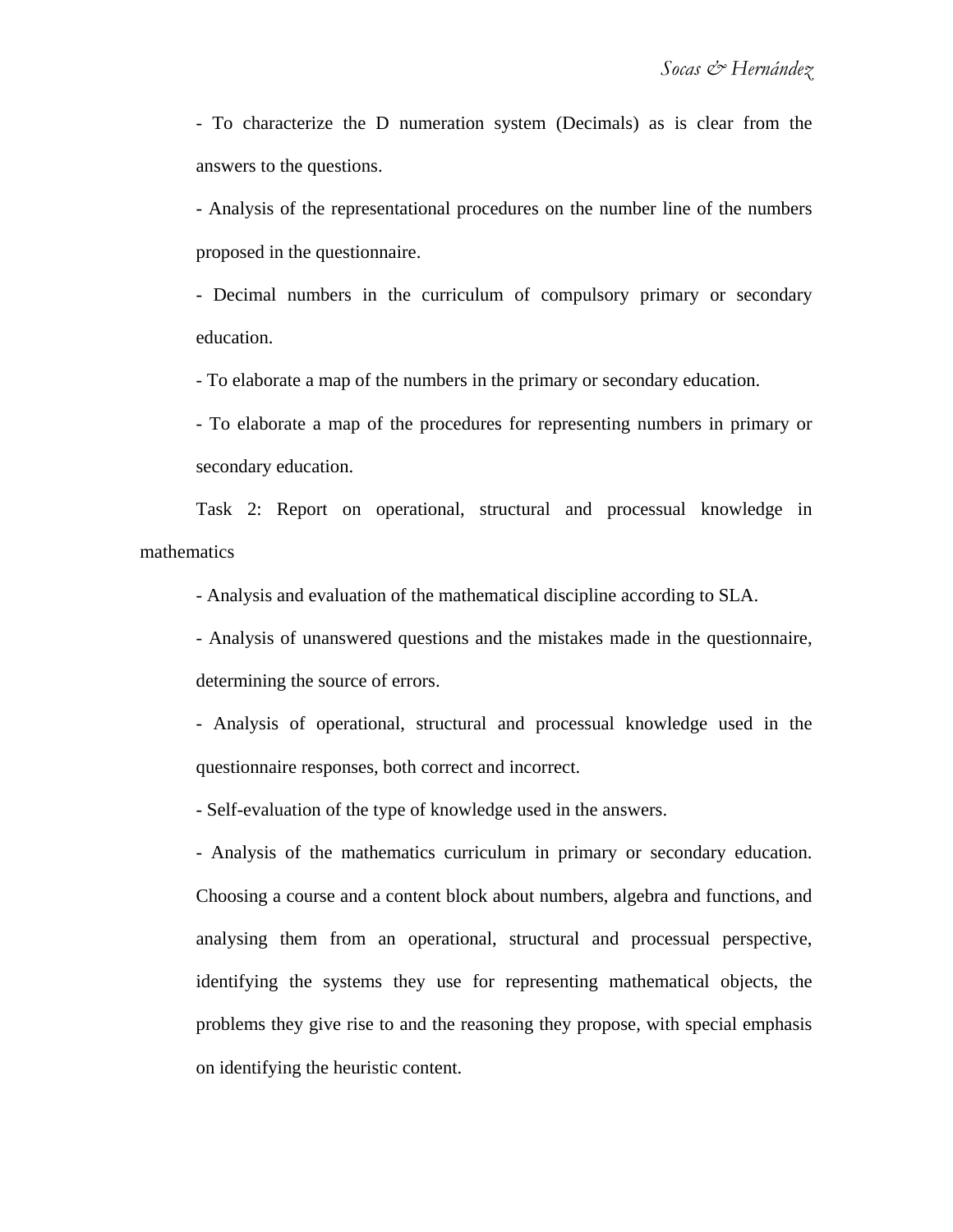- To characterize the D numeration system (Decimals) as is clear from the answers to the questions.

- Analysis of the representational procedures on the number line of the numbers proposed in the questionnaire.

- Decimal numbers in the curriculum of compulsory primary or secondary education.

- To elaborate a map of the numbers in the primary or secondary education.

- To elaborate a map of the procedures for representing numbers in primary or secondary education.

Task 2: Report on operational, structural and processual knowledge in mathematics

- Analysis and evaluation of the mathematical discipline according to SLA.

- Analysis of unanswered questions and the mistakes made in the questionnaire, determining the source of errors.

- Analysis of operational, structural and processual knowledge used in the questionnaire responses, both correct and incorrect.

- Self-evaluation of the type of knowledge used in the answers.

- Analysis of the mathematics curriculum in primary or secondary education. Choosing a course and a content block about numbers, algebra and functions, and analysing them from an operational, structural and processual perspective, identifying the systems they use for representing mathematical objects, the problems they give rise to and the reasoning they propose, with special emphasis on identifying the heuristic content.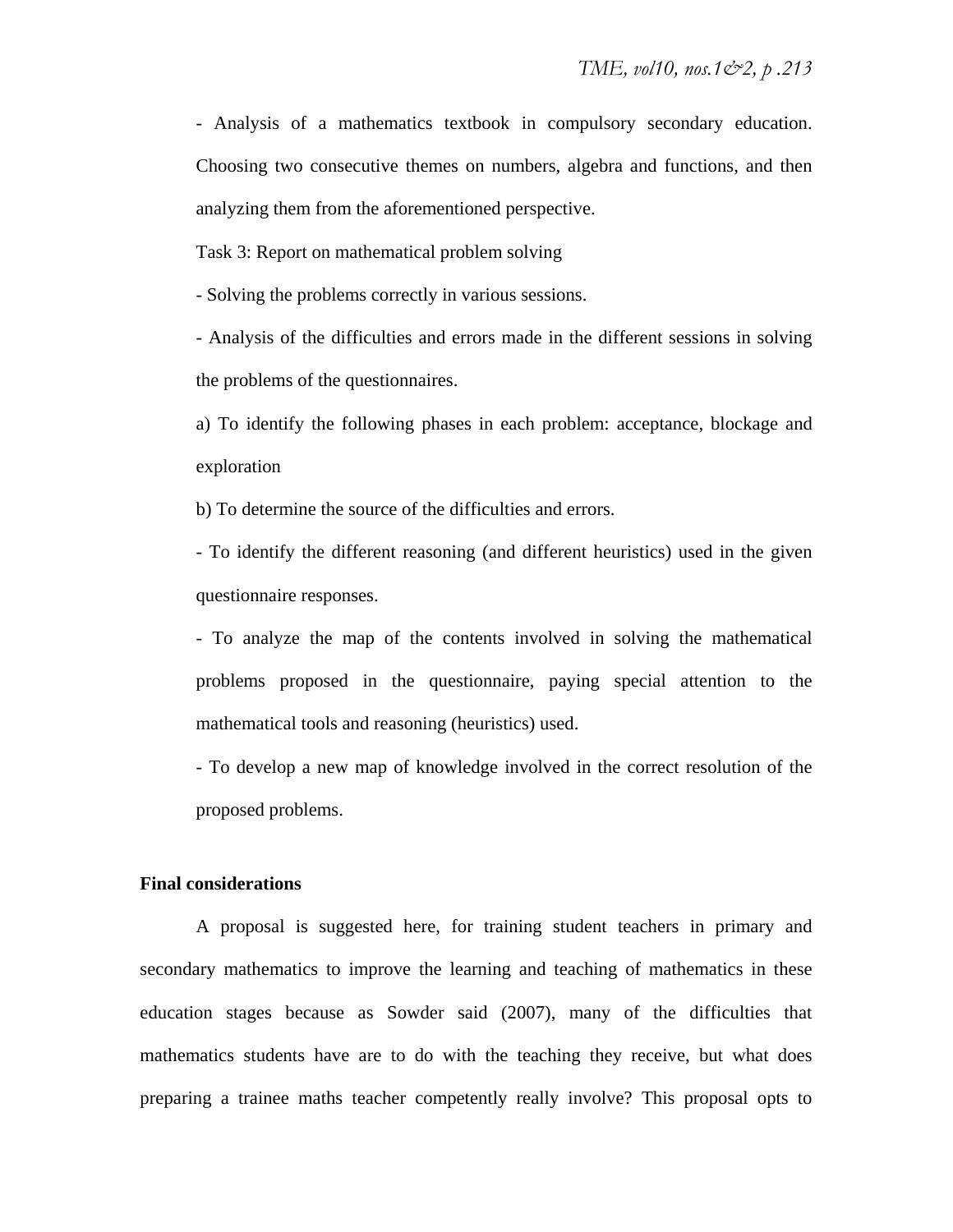- Analysis of a mathematics textbook in compulsory secondary education. Choosing two consecutive themes on numbers, algebra and functions, and then analyzing them from the aforementioned perspective.

Task 3: Report on mathematical problem solving

- Solving the problems correctly in various sessions.

- Analysis of the difficulties and errors made in the different sessions in solving the problems of the questionnaires.

a) To identify the following phases in each problem: acceptance, blockage and exploration

b) To determine the source of the difficulties and errors.

- To identify the different reasoning (and different heuristics) used in the given questionnaire responses.

- To analyze the map of the contents involved in solving the mathematical problems proposed in the questionnaire, paying special attention to the mathematical tools and reasoning (heuristics) used.

- To develop a new map of knowledge involved in the correct resolution of the proposed problems.

**Final considerations**

A proposal is suggested here, for training student teachers in primary and secondary mathematics to improve the learning and teaching of mathematics in these education stages because as Sowder said (2007), many of the difficulties that mathematics students have are to do with the teaching they receive, but what does preparing a trainee maths teacher competently really involve? This proposal opts to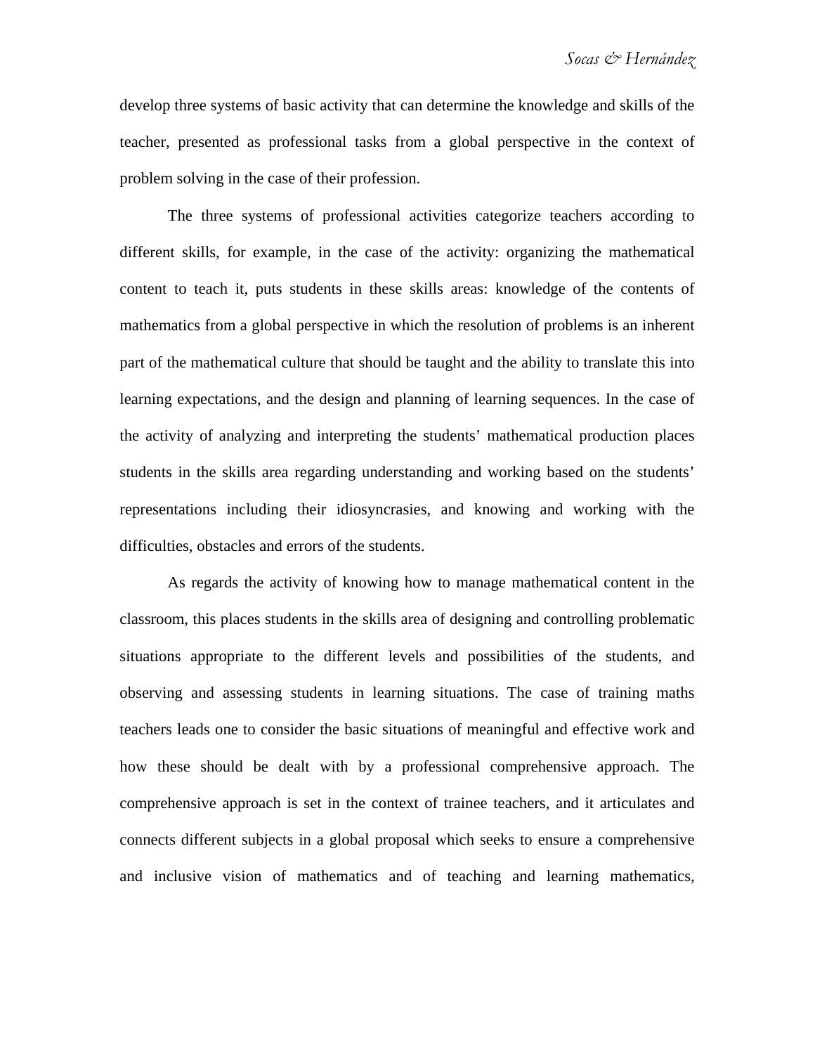develop three systems of basic activity that can determine the knowledge and skills of the teacher, presented as professional tasks from a global perspective in the context of problem solving in the case of their profession.

The three systems of professional activities categorize teachers according to different skills, for example, in the case of the activity: organizing the mathematical content to teach it, puts students in these skills areas: knowledge of the contents of mathematics from a global perspective in which the resolution of problems is an inherent part of the mathematical culture that should be taught and the ability to translate this into learning expectations, and the design and planning of learning sequences. In the case of the activity of analyzing and interpreting the students' mathematical production places students in the skills area regarding understanding and working based on the students' representations including their idiosyncrasies, and knowing and working with the difficulties, obstacles and errors of the students.

As regards the activity of knowing how to manage mathematical content in the classroom, this places students in the skills area of designing and controlling problematic situations appropriate to the different levels and possibilities of the students, and observing and assessing students in learning situations. The case of training maths teachers leads one to consider the basic situations of meaningful and effective work and how these should be dealt with by a professional comprehensive approach. The comprehensive approach is set in the context of trainee teachers, and it articulates and connects different subjects in a global proposal which seeks to ensure a comprehensive and inclusive vision of mathematics and of teaching and learning mathematics,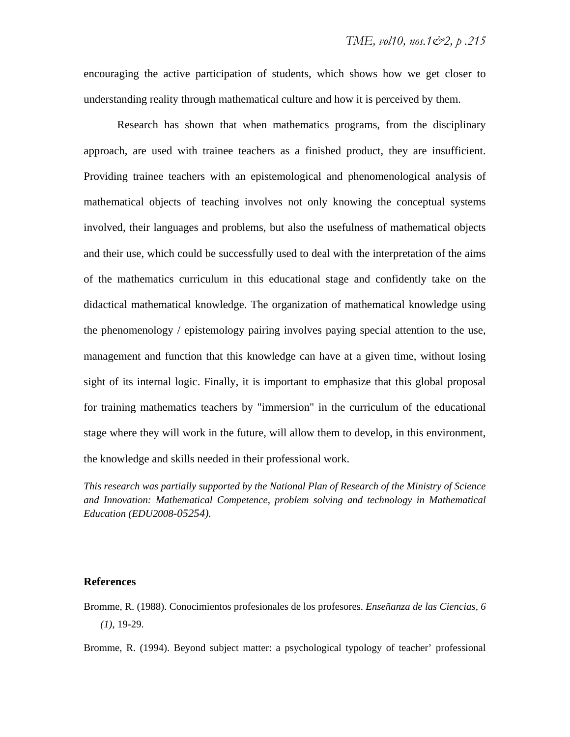encouraging the active participation of students, which shows how we get closer to understanding reality through mathematical culture and how it is perceived by them.

Research has shown that when mathematics programs, from the disciplinary approach, are used with trainee teachers as a finished product, they are insufficient. Providing trainee teachers with an epistemological and phenomenological analysis of mathematical objects of teaching involves not only knowing the conceptual systems involved, their languages and problems, but also the usefulness of mathematical objects and their use, which could be successfully used to deal with the interpretation of the aims of the mathematics curriculum in this educational stage and confidently take on the didactical mathematical knowledge. The organization of mathematical knowledge using the phenomenology / epistemology pairing involves paying special attention to the use, management and function that this knowledge can have at a given time, without losing sight of its internal logic. Finally, it is important to emphasize that this global proposal for training mathematics teachers by "immersion" in the curriculum of the educational stage where they will work in the future, will allow them to develop, in this environment, the knowledge and skills needed in their professional work.

*This research was partially supported by the National Plan of Research of the Ministry of Science and Innovation: Mathematical Competence, problem solving and technology in Mathematical Education (EDU2008-05254).*

## References

Bromme, R. (1988). Conocimientos profesionales de los profesores. *Enseñanza de las Ciencias, 6 (1)*, 19-29.

Bromme, R. (1994). Beyond subject matter: a psychological typology of teacher' professional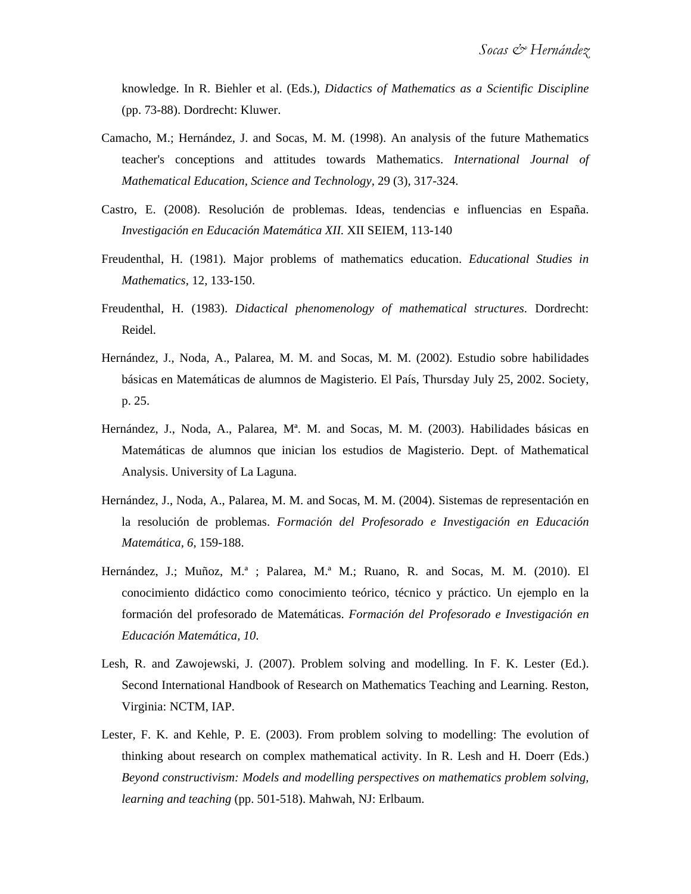knowledge. In R. Biehler et al. (Eds.), *Didactics of Mathematics as a Scientific Discipline* (pp. 73-88). Dordrecht: Kluwer.

Camacho, M.; Hernández, J. and Socas, M. M. (1998). An analysis of the future Mathematics teacher's conceptions and attitudes towards Mathematics. *International Journal of Mathematical Education, Science and Technology*, 29 (3), 317-324.

Castro, E. (2008). Resolución de problemas. Ideas, tendencias e influencias en España. *Investigación en Educación Matemática XII.* XII SEIEM, 113-140

Freudenthal, H. (1981). Major problems of mathematics education. *Educational Studies in Mathematics*, 12, 133-150.

Freudenthal, H. (1983). *Didactical phenomenology of mathematical structures*. Dordrecht: Reidel.

Hernández, J., Noda, A., Palarea, M. M. and Socas, M. M. (2002). Estudio sobre habilidades básicas en Matemáticas de alumnos de Magisterio. El País, Thursday July 25, 2002. Society, p. 25.

Hernández, J., Noda, A., Palarea, Mª. M. and Socas, M. M. (2003). Habilidades básicas en Matemáticas de alumnos que inician los estudios de Magisterio. Dept. of Mathematical Analysis. University of La Laguna.

Hernández, J., Noda, A., Palarea, M. M. and Socas, M. M. (2004). Sistemas de representación en la resolución de problemas. *Formación del Profesorado e Investigación en Educación Matemática, 6*, 159-188.

Hernández, J.; Muñoz, M.ª ; Palarea, M.ª M.; Ruano, R. and Socas, M. M. (2010). El conocimiento didáctico como conocimiento teórico, técnico y práctico. Un ejemplo en la formación del profesorado de Matemáticas. *Formación del Profesorado e Investigación en Educación Matemática, 10.*

Lesh, R. and Zawojewski, J. (2007). Problem solving and modelling. In F. K. Lester (Ed.). Second International Handbook of Research on Mathematics Teaching and Learning. Reston, Virginia: NCTM, IAP.

Lester, F. K. and Kehle, P. E. (2003). From problem solving to modelling: The evolution of thinking about research on complex mathematical activity. In R. Lesh and H. Doerr (Eds.) *Beyond constructivism: Models and modelling perspectives on mathematics problem solving, learning and teaching* (pp. 501-518). Mahwah, NJ: Erlbaum.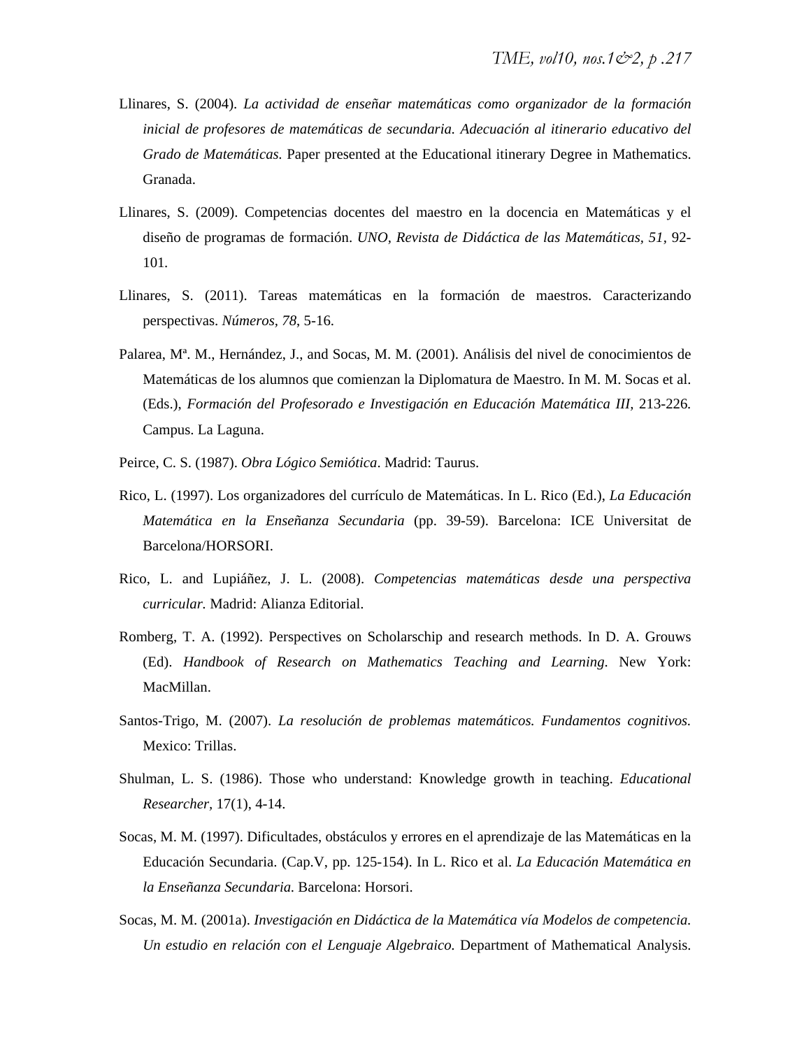Llinares, S. (2004). *La actividad de enseñar matemáticas como organizador de la formación inicial de profesores de matemáticas de secundaria. Adecuación al itinerario educativo del Grado de Matemáticas.* Paper presented at the Educational itinerary Degree in Mathematics. Granada.

Llinares, S. (2009). Competencias docentes del maestro en la docencia en Matemáticas y el diseño de programas de formación. *UNO, Revista de Didáctica de las Matemáticas, 51*, 92-101.

Llinares, S. (2011). Tareas matemáticas en la formación de maestros. Caracterizando perspectivas. *Números, 78*, 5-16.

Palarea, Mª. M., Hernández, J., and Socas, M. M. (2001). Análisis del nivel de conocimientos de Matemáticas de los alumnos que comienzan la Diplomatura de Maestro. In M. M. Socas et al. (Eds.), *Formación del Profesorado e Investigación en Educación Matemática III,* 213-226. Campus. La Laguna.

Peirce, C. S. (1987). *Obra Lógico Semiótica*. Madrid: Taurus.

Rico, L. (1997). Los organizadores del currículo de Matemáticas. In L. Rico (Ed.), *La Educación Matemática en la Enseñanza Secundaria* (pp. 39-59). Barcelona: ICE Universitat de Barcelona/HORSORI.

Rico, L. and Lupiáñez, J. L. (2008). *Competencias matemáticas desde una perspectiva curricular.* Madrid: Alianza Editorial.

Romberg, T. A. (1992). Perspectives on Scholarschip and research methods. In D. A. Grouws (Ed). *Handbook of Research on Mathematics Teaching and Learning*. New York: MacMillan.

Santos-Trigo, M. (2007). *La resolución de problemas matemáticos. Fundamentos cognitivos.* Mexico: Trillas.

Shulman, L. S. (1986). Those who understand: Knowledge growth in teaching. *Educational Researcher,* 17(1), 4-14.

Socas, M. M. (1997). Dificultades, obstáculos y errores en el aprendizaje de las Matemáticas en la Educación Secundaria. (Cap.V, pp. 125-154). In L. Rico et al. *La Educación Matemática en la Enseñanza Secundaria.* Barcelona: Horsori.

Socas, M. M. (2001a). *Investigación en Didáctica de la Matemática vía Modelos de competencia. Un estudio en relación con el Lenguaje Algebraico.* Department of Mathematical Analysis.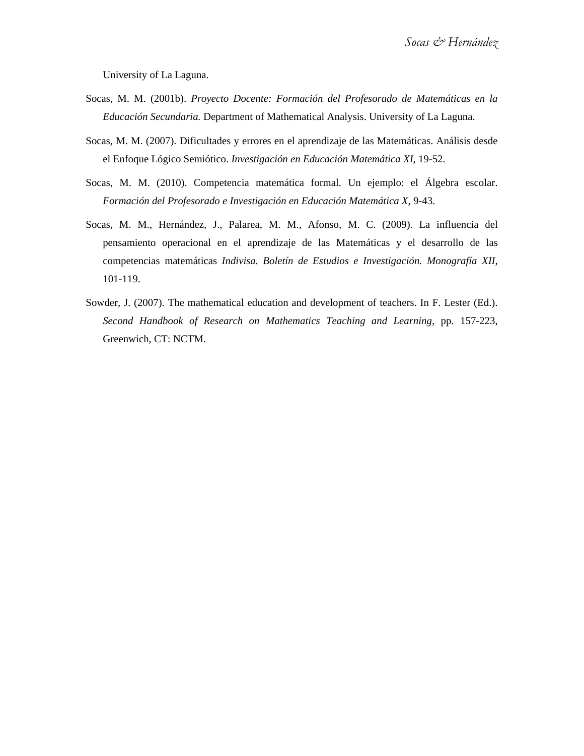University of La Laguna.

Socas, M. M. (2001b). *Proyecto Docente: Formación del Profesorado de Matemáticas en la Educación Secundaria.* Department of Mathematical Analysis. University of La Laguna.

Socas, M. M. (2007). Dificultades y errores en el aprendizaje de las Matemáticas. Análisis desde el Enfoque Lógico Semiótico. *Investigación en Educación Matemática XI*, 19-52.

Socas, M. M. (2010). Competencia matemática formal. Un ejemplo: el Álgebra escolar. *Formación del Profesorado e Investigación en Educación Matemática X*, 9-43.

Socas, M. M., Hernández, J., Palarea, M. M., Afonso, M. C. (2009). La influencia del pensamiento operacional en el aprendizaje de las Matemáticas y el desarrollo de las competencias matemáticas *Indivisa. Boletín de Estudios e Investigación. Monografía XII*, 101-119.

Sowder, J. (2007). The mathematical education and development of teachers. In F. Lester (Ed.). *Second Handbook of Research on Mathematics Teaching and Learning*, pp. 157-223, Greenwich, CT: NCTM.